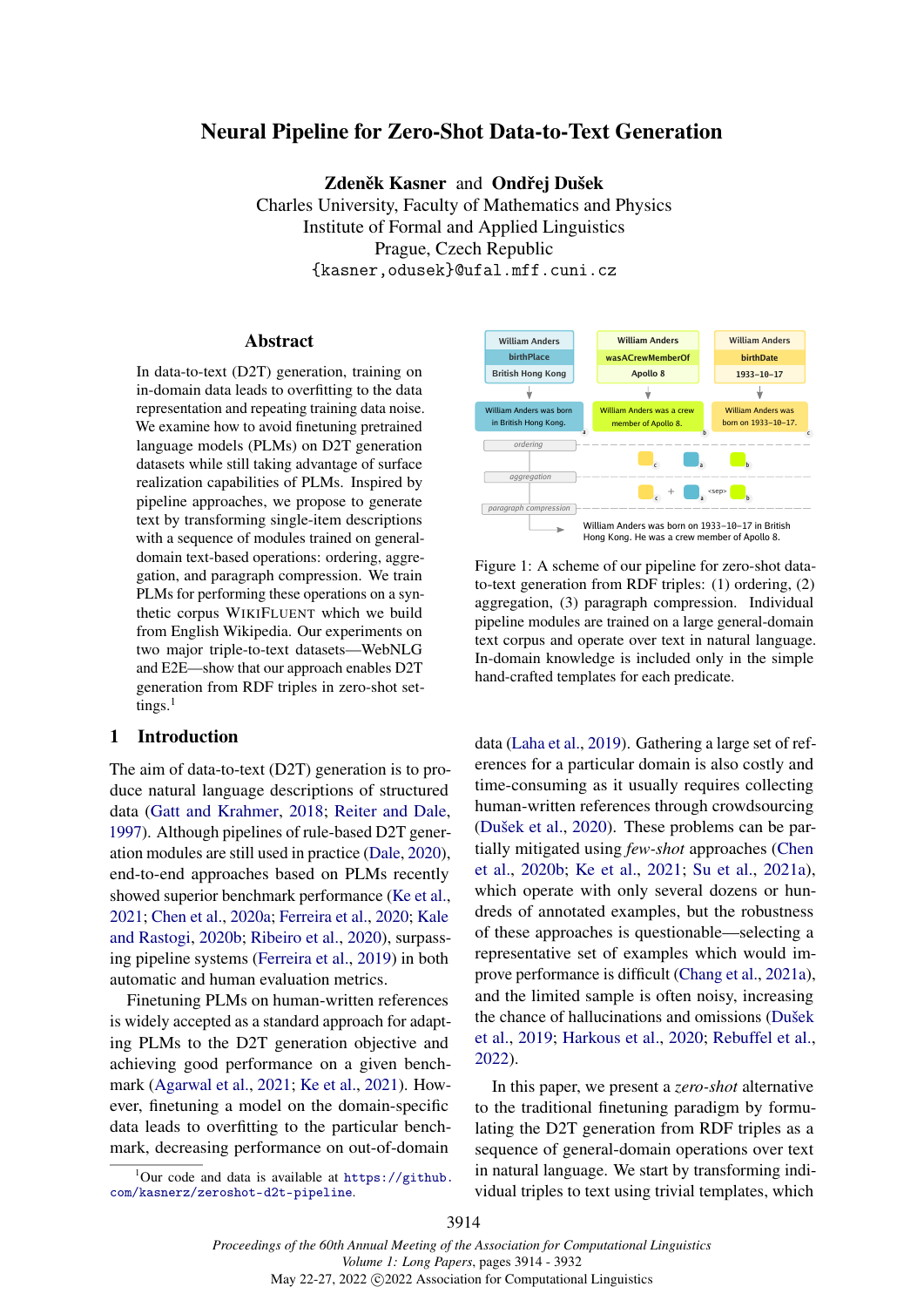# Neural Pipeline for Zero-Shot Data-to-Text Generation

**Zdeněk Kasner** and **Ondřej Dušek**
Charles University, Faculty of Mathematics and Physics
Institute of Formal and Applied Linguistics
Prague, Czech Republic
`{kasner,odusek}@ufal.mff.cuni.cz`

## Abstract

In data-to-text (D2T) generation, training on in-domain data leads to overfitting to the data representation and repeating training data noise. We examine how to avoid finetuning pretrained language models (PLMs) on D2T generation datasets while still taking advantage of surface realization capabilities of PLMs. Inspired by pipeline approaches, we propose to generate text by transforming single-item descriptions with a sequence of modules trained on general-domain text-based operations: ordering, aggregation, and paragraph compression. We train PLMs for performing these operations on a synthetic corpus WikiFluent which we build from English Wikipedia. Our experiments on two major triple-to-text datasets—WebNLG and E2E—show that our approach enables D2T generation from RDF triples in zero-shot settings.[1]

Figure 1: A scheme of our pipeline for zero-shot data-to-text generation from RDF triples: (1) ordering, (2) aggregation, (3) paragraph compression. Individual pipeline modules are trained on a large general-domain text corpus and operate over text in natural language. In-domain knowledge is included only in the simple hand-crafted templates for each predicate.

## 1 Introduction

The aim of data-to-text (D2T) generation is to produce natural language descriptions of structured data (Gatt and Krahmer, 2018; Reiter and Dale, 1997). Although pipelines of rule-based D2T generation modules are still used in practice (Dale, 2020), end-to-end approaches based on PLMs recently showed superior benchmark performance (Ke et al., 2021; Chen et al., 2020a; Ferreira et al., 2020; Kale and Rastogi, 2020b; Ribeiro et al., 2020), surpassing pipeline systems (Ferreira et al., 2019) in both automatic and human evaluation metrics.

Finetuning PLMs on human-written references is widely accepted as a standard approach for adapting PLMs to the D2T generation objective and achieving good performance on a given benchmark (Agarwal et al., 2021; Ke et al., 2021). However, finetuning a model on the domain-specific data leads to overfitting to the particular benchmark, decreasing performance on out-of-domain data (Laha et al., 2019). Gathering a large set of references for a particular domain is also costly and time-consuming as it usually requires collecting human-written references through crowdsourcing (Dušek et al., 2020). These problems can be partially mitigated using *few-shot* approaches (Chen et al., 2020b; Ke et al., 2021; Su et al., 2021a), which operate with only several dozens or hundreds of annotated examples, but the robustness of these approaches is questionable—selecting a representative set of examples which would improve performance is difficult (Chang et al., 2021a), and the limited sample is often noisy, increasing the chance of hallucinations and omissions (Dušek et al., 2019; Harkous et al., 2020; Rebuffel et al., 2022).

In this paper, we present a *zero-shot* alternative to the traditional finetuning paradigm by formulating the D2T generation from RDF triples as a sequence of general-domain operations over text in natural language. We start by transforming individual triples to text using trivial templates, which

[1] Our code and data is available at `https://github.com/kasnerz/zeroshot-d2t-pipeline`.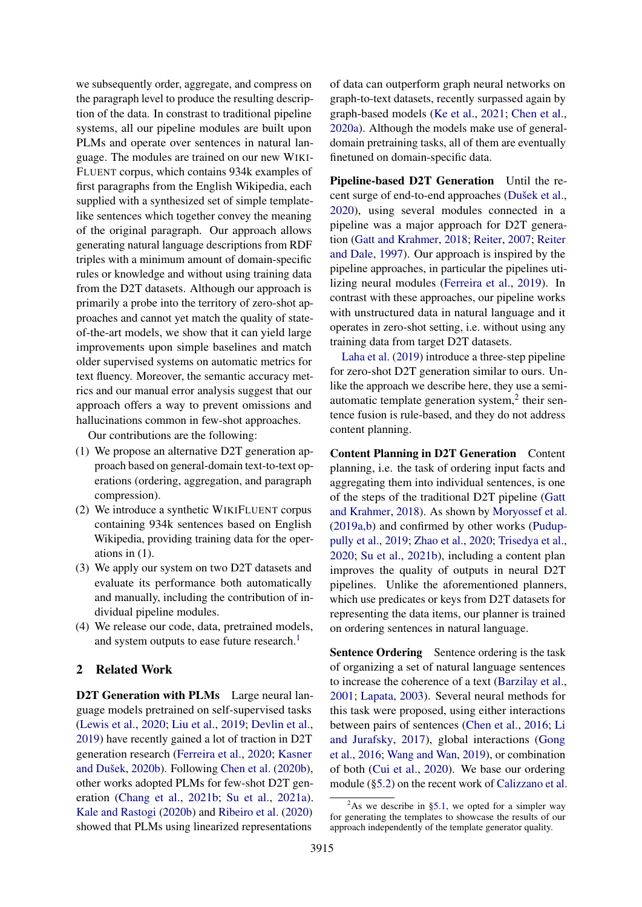we subsequently order, aggregate, and compress on the paragraph level to produce the resulting description of the data. In constrast to traditional pipeline systems, all our pipeline modules are built upon PLMs and operate over sentences in natural language. The modules are trained on our new WIKIFLUENT corpus, which contains 934k examples of first paragraphs from the English Wikipedia, each supplied with a synthesized set of simple template-like sentences which together convey the meaning of the original paragraph. Our approach allows generating natural language descriptions from RDF triples with a minimum amount of domain-specific rules or knowledge and without using training data from the D2T datasets. Although our approach is primarily a probe into the territory of zero-shot approaches and cannot yet match the quality of state-of-the-art models, we show that it can yield large improvements upon simple baselines and match older supervised systems on automatic metrics for text fluency. Moreover, the semantic accuracy metrics and our manual error analysis suggest that our approach offers a way to prevent omissions and hallucinations common in few-shot approaches.

Our contributions are the following:

(1) We propose an alternative D2T generation approach based on general-domain text-to-text operations (ordering, aggregation, and paragraph compression).

(2) We introduce a synthetic WIKIFLUENT corpus containing 934k sentences based on English Wikipedia, providing training data for the operations in (1).

(3) We apply our system on two D2T datasets and evaluate its performance both automatically and manually, including the contribution of individual pipeline modules.

(4) We release our code, data, pretrained models, and system outputs to ease future research.[1]

## 2 Related Work

**D2T Generation with PLMs** Large neural language models pretrained on self-supervised tasks (Lewis et al., 2020; Liu et al., 2019; Devlin et al., 2019) have recently gained a lot of traction in D2T generation research (Ferreira et al., 2020; Kasner and Dušek, 2020b). Following Chen et al. (2020b), other works adopted PLMs for few-shot D2T generation (Chang et al., 2021b; Su et al., 2021a). Kale and Rastogi (2020b) and Ribeiro et al. (2020) showed that PLMs using linearized representations of data can outperform graph neural networks on graph-to-text datasets, recently surpassed again by graph-based models (Ke et al., 2021; Chen et al., 2020a). Although the models make use of general-domain pretraining tasks, all of them are eventually finetuned on domain-specific data.

**Pipeline-based D2T Generation** Until the recent surge of end-to-end approaches (Dušek et al., 2020), using several modules connected in a pipeline was a major approach for D2T generation (Gatt and Krahmer, 2018; Reiter, 2007; Reiter and Dale, 1997). Our approach is inspired by the pipeline approaches, in particular the pipelines utilizing neural modules (Ferreira et al., 2019). In contrast with these approaches, our pipeline works with unstructured data in natural language and it operates in zero-shot setting, i.e. without using any training data from target D2T datasets.

Laha et al. (2019) introduce a three-step pipeline for zero-shot D2T generation similar to ours. Unlike the approach we describe here, they use a semi-automatic template generation system,[2] their sentence fusion is rule-based, and they do not address content planning.

**Content Planning in D2T Generation** Content planning, i.e. the task of ordering input facts and aggregating them into individual sentences, is one of the steps of the traditional D2T pipeline (Gatt and Krahmer, 2018). As shown by Moryossef et al. (2019a,b) and confirmed by other works (Puduppully et al., 2019; Zhao et al., 2020; Trisedya et al., 2020; Su et al., 2021b), including a content plan improves the quality of outputs in neural D2T pipelines. Unlike the aforementioned planners, which use predicates or keys from D2T datasets for representing the data items, our planner is trained on ordering sentences in natural language.

**Sentence Ordering** Sentence ordering is the task of organizing a set of natural language sentences to increase the coherence of a text (Barzilay et al., 2001; Lapata, 2003). Several neural methods for this task were proposed, using either interactions between pairs of sentences (Chen et al., 2016; Li and Jurafsky, 2017), global interactions (Gong et al., 2016; Wang and Wan, 2019), or combination of both (Cui et al., 2020). We base our ordering module (§5.2) on the recent work of Calizzano et al.

[2]As we describe in §5.1, we opted for a simpler way for generating the templates to showcase the results of our approach independently of the template generator quality.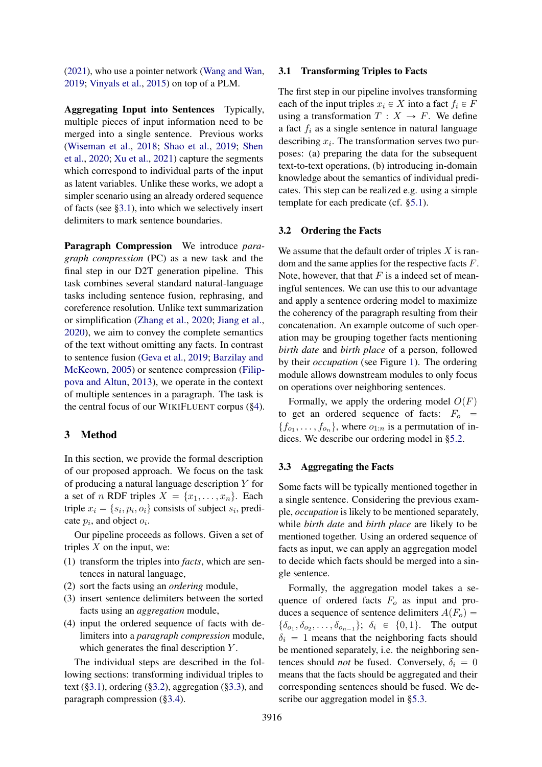(2021), who use a pointer network (Wang and Wan, 2019; Vinyals et al., 2015) on top of a PLM.

**Aggregating Input into Sentences** Typically, multiple pieces of input information need to be merged into a single sentence. Previous works (Wiseman et al., 2018; Shao et al., 2019; Shen et al., 2020; Xu et al., 2021) capture the segments which correspond to individual parts of the input as latent variables. Unlike these works, we adopt a simpler scenario using an already ordered sequence of facts (see §3.1), into which we selectively insert delimiters to mark sentence boundaries.

**Paragraph Compression** We introduce *paragraph compression* (PC) as a new task and the final step in our D2T generation pipeline. This task combines several standard natural-language tasks including sentence fusion, rephrasing, and coreference resolution. Unlike text summarization or simplification (Zhang et al., 2020; Jiang et al., 2020), we aim to convey the complete semantics of the text without omitting any facts. In contrast to sentence fusion (Geva et al., 2019; Barzilay and McKeown, 2005) or sentence compression (Filippova and Altun, 2013), we operate in the context of multiple sentences in a paragraph. The task is the central focus of our WIKIFLUENT corpus (§4).

## 3 Method

In this section, we provide the formal description of our proposed approach. We focus on the task of producing a natural language description $Y$ for a set of $n$ RDF triples $X = \{x_1, \ldots, x_n\}$. Each triple $x_i = \{s_i, p_i, o_i\}$ consists of subject $s_i$, predicate $p_i$, and object $o_i$.

Our pipeline proceeds as follows. Given a set of triples $X$ on the input, we:

(1) transform the triples into *facts*, which are sentences in natural language,
(2) sort the facts using an *ordering* module,
(3) insert sentence delimiters between the sorted facts using an *aggregation* module,
(4) input the ordered sequence of facts with delimiters into a *paragraph compression* module, which generates the final description $Y$.

The individual steps are described in the following sections: transforming individual triples to text (§3.1), ordering (§3.2), aggregation (§3.3), and paragraph compression (§3.4).

### 3.1 Transforming Triples to Facts

The first step in our pipeline involves transforming each of the input triples $x_i \in X$ into a fact $f_i \in F$ using a transformation $T : X \rightarrow F$. We define a fact $f_i$ as a single sentence in natural language describing $x_i$. The transformation serves two purposes: (a) preparing the data for the subsequent text-to-text operations, (b) introducing in-domain knowledge about the semantics of individual predicates. This step can be realized e.g. using a simple template for each predicate (cf. §5.1).

### 3.2 Ordering the Facts

We assume that the default order of triples $X$ is random and the same applies for the respective facts $F$. Note, however, that that $F$ is a indeed set of meaningful sentences. We can use this to our advantage and apply a sentence ordering model to maximize the coherency of the paragraph resulting from their concatenation. An example outcome of such operation may be grouping together facts mentioning *birth date* and *birth place* of a person, followed by their *occupation* (see Figure 1). The ordering module allows downstream modules to only focus on operations over neighboring sentences.

Formally, we apply the ordering model $O(F)$ to get an ordered sequence of facts: $F_o = \{f_{o_1}, \ldots, f_{o_n}\}$, where $o_{1:n}$ is a permutation of indices. We describe our ordering model in §5.2.

### 3.3 Aggregating the Facts

Some facts will be typically mentioned together in a single sentence. Considering the previous example, *occupation* is likely to be mentioned separately, while *birth date* and *birth place* are likely to be mentioned together. Using an ordered sequence of facts as input, we can apply an aggregation model to decide which facts should be merged into a single sentence.

Formally, the aggregation model takes a sequence of ordered facts $F_o$ as input and produces a sequence of sentence delimiters $A(F_o) = \{\delta_{o_1}, \delta_{o_2}, \ldots, \delta_{o_{n-1}}\}$; $\delta_i \in \{0, 1\}$. The output $\delta_i = 1$ means that the neighboring facts should be mentioned separately, i.e. the neighboring sentences should *not* be fused. Conversely, $\delta_i = 0$ means that the facts should be aggregated and their corresponding sentences should be fused. We describe our aggregation model in §5.3.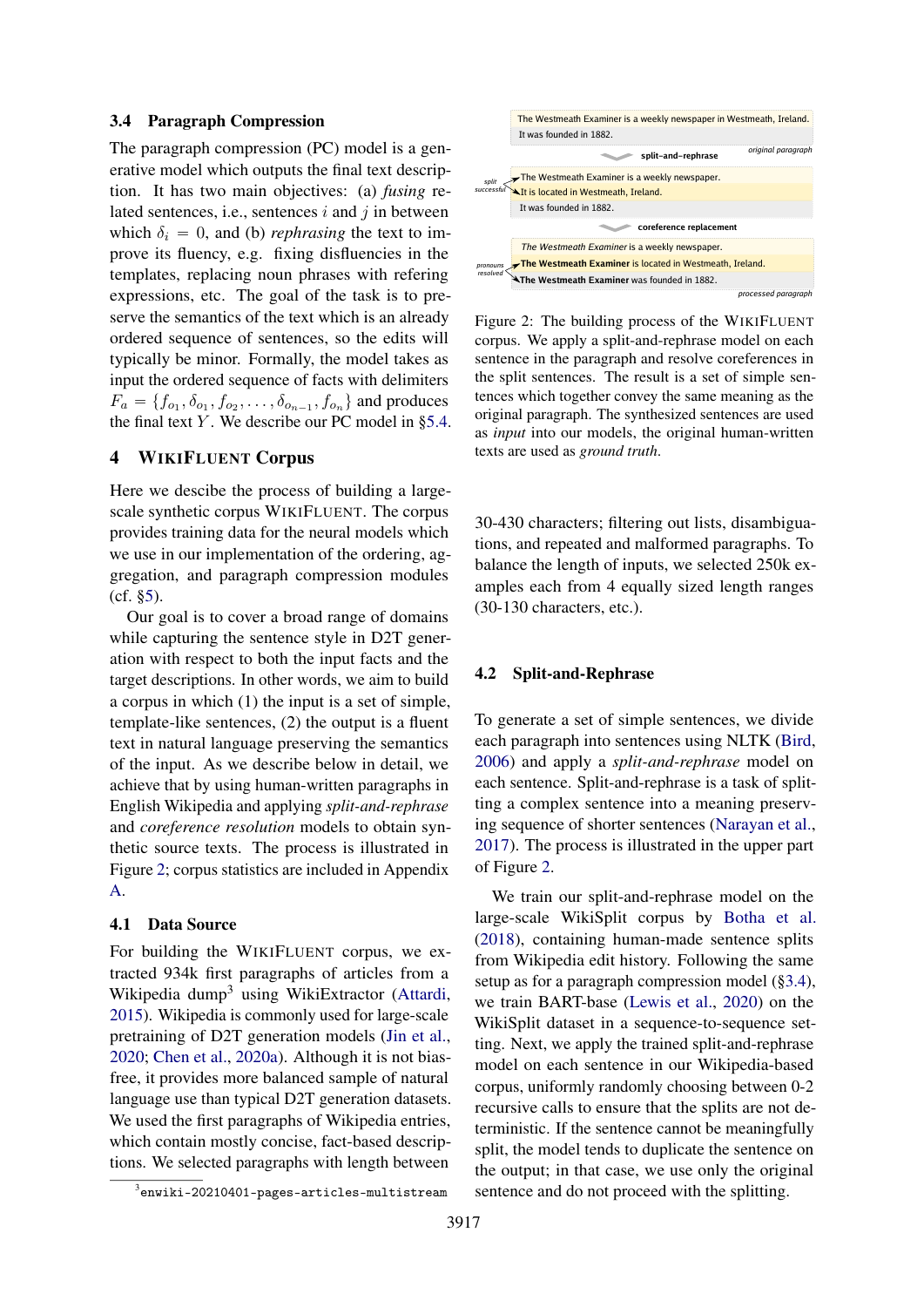### 3.4 Paragraph Compression

The paragraph compression (PC) model is a generative model which outputs the final text description. It has two main objectives: (a) *fusing* related sentences, i.e., sentences $i$ and $j$ in between which $\delta_i = 0$, and (b) *rephrasing* the text to improve its fluency, e.g. fixing disfluencies in the templates, replacing noun phrases with refering expressions, etc. The goal of the task is to preserve the semantics of the text which is an already ordered sequence of sentences, so the edits will typically be minor. Formally, the model takes as input the ordered sequence of facts with delimiters $F_a = \{f_{o_1}, \delta_{o_1}, f_{o_2}, \ldots, \delta_{o_{n-1}}, f_{o_n}\}$ and produces the final text $Y$. We describe our PC model in §5.4.

## 4 WikiFluent Corpus

Here we descibe the process of building a large-scale synthetic corpus WikiFluent. The corpus provides training data for the neural models which we use in our implementation of the ordering, aggregation, and paragraph compression modules (cf. §5).

Our goal is to cover a broad range of domains while capturing the sentence style in D2T generation with respect to both the input facts and the target descriptions. In other words, we aim to build a corpus in which (1) the input is a set of simple, template-like sentences, (2) the output is a fluent text in natural language preserving the semantics of the input. As we describe below in detail, we achieve that by using human-written paragraphs in English Wikipedia and applying *split-and-rephrase* and *coreference resolution* models to obtain synthetic source texts. The process is illustrated in Figure 2; corpus statistics are included in Appendix A.

### 4.1 Data Source

For building the WikiFluent corpus, we extracted 934k first paragraphs of articles from a Wikipedia dump[3] using WikiExtractor (Attardi, 2015). Wikipedia is commonly used for large-scale pretraining of D2T generation models (Jin et al., 2020; Chen et al., 2020a). Although it is not bias-free, it provides more balanced sample of natural language use than typical D2T generation datasets. We used the first paragraphs of Wikipedia entries, which contain mostly concise, fact-based descriptions. We selected paragraphs with length between 30-430 characters; filtering out lists, disambiguations, and repeated and malformed paragraphs. To balance the length of inputs, we selected 250k examples each from 4 equally sized length ranges (30-130 characters, etc.).

[3] `enwiki-20210401-pages-articles-multistream`

Figure 2: The building process of the WikiFluent corpus. We apply a split-and-rephrase model on each sentence in the paragraph and resolve coreferences in the split sentences. The result is a set of simple sentences which together convey the same meaning as the original paragraph. The synthesized sentences are used as *input* into our models, the original human-written texts are used as *ground truth*.

### 4.2 Split-and-Rephrase

To generate a set of simple sentences, we divide each paragraph into sentences using NLTK (Bird, 2006) and apply a *split-and-rephrase* model on each sentence. Split-and-rephrase is a task of splitting a complex sentence into a meaning preserving sequence of shorter sentences (Narayan et al., 2017). The process is illustrated in the upper part of Figure 2.

We train our split-and-rephrase model on the large-scale WikiSplit corpus by Botha et al. (2018), containing human-made sentence splits from Wikipedia edit history. Following the same setup as for a paragraph compression model (§3.4), we train BART-base (Lewis et al., 2020) on the WikiSplit dataset in a sequence-to-sequence setting. Next, we apply the trained split-and-rephrase model on each sentence in our Wikipedia-based corpus, uniformly randomly choosing between 0-2 recursive calls to ensure that the splits are not deterministic. If the sentence cannot be meaningfully split, the model tends to duplicate the sentence on the output; in that case, we use only the original sentence and do not proceed with the splitting.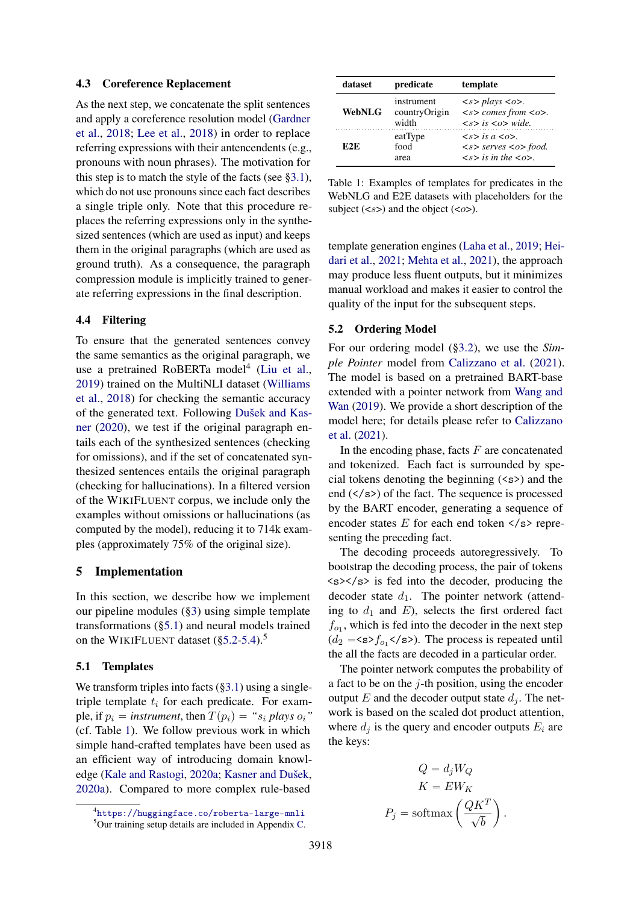### 4.3 Coreference Replacement

As the next step, we concatenate the split sentences and apply a coreference resolution model (Gardner et al., 2018; Lee et al., 2018) in order to replace referring expressions with their antencendents (e.g., pronouns with noun phrases). The motivation for this step is to match the style of the facts (see §3.1), which do not use pronouns since each fact describes a single triple only. Note that this procedure replaces the referring expressions only in the synthesized sentences (which are used as input) and keeps them in the original paragraphs (which are used as ground truth). As a consequence, the paragraph compression module is implicitly trained to generate referring expressions in the final description.

### 4.4 Filtering

To ensure that the generated sentences convey the same semantics as the original paragraph, we use a pretrained RoBERTa model[4] (Liu et al., 2019) trained on the MultiNLI dataset (Williams et al., 2018) for checking the semantic accuracy of the generated text. Following Dušek and Kasner (2020), we test if the original paragraph entails each of the synthesized sentences (checking for omissions), and if the set of concatenated synthesized sentences entails the original paragraph (checking for hallucinations). In a filtered version of the WIKIFLUENT corpus, we include only the examples without omissions or hallucinations (as computed by the model), reducing it to 714k examples (approximately 75% of the original size).

## 5 Implementation

In this section, we describe how we implement our pipeline modules (§3) using simple template transformations (§5.1) and neural models trained on the WIKIFLUENT dataset (§5.2-5.4).[5]

### 5.1 Templates

We transform triples into facts (§3.1) using a single-triple template $t_i$ for each predicate. For example, if $p_i$ = *instrument*, then $T(p_i)$ = "$s_i$ *plays* $o_i$" (cf. Table 1). We follow previous work in which simple hand-crafted templates have been used as an efficient way of introducing domain knowledge (Kale and Rastogi, 2020a; Kasner and Dušek, 2020a). Compared to more complex rule-based template generation engines (Laha et al., 2019; Heidari et al., 2021; Mehta et al., 2021), the approach may produce less fluent outputs, but it minimizes manual workload and makes it easier to control the quality of the input for the subsequent steps.

| dataset | predicate | template |
|---|---|---|
| **WebNLG** | instrument | *<s> plays <o>.* |
| | countryOrigin | *<s> comes from <o>.* |
| | width | *<s> is <o> wide.* |
| **E2E** | eatType | *<s> is a <o>.* |
| | food | *<s> serves <o> food.* |
| | area | *<s> is in the <o>.* |

Table 1: Examples of templates for predicates in the WebNLG and E2E datasets with placeholders for the subject (*<s>*) and the object (*<o>*).

### 5.2 Ordering Model

For our ordering model (§3.2), we use the *Simple Pointer* model from Calizzano et al. (2021). The model is based on a pretrained BART-base extended with a pointer network from Wang and Wan (2019). We provide a short description of the model here; for details please refer to Calizzano et al. (2021).

In the encoding phase, facts $F$ are concatenated and tokenized. Each fact is surrounded by special tokens denoting the beginning (`<s>`) and the end (`</s>`) of the fact. The sequence is processed by the BART encoder, generating a sequence of encoder states $E$ for each end token `</s>` representing the preceding fact.

The decoding proceeds autoregressively. To bootstrap the decoding process, the pair of tokens `<s></s>` is fed into the decoder, producing the decoder state $d_1$. The pointer network (attending to $d_1$ and $E$), selects the first ordered fact $f_{o_1}$, which is fed into the decoder in the next step ($d_2$ =`<s>`$f_{o_1}$`</s>`). The process is repeated until the all the facts are decoded in a particular order.

The pointer network computes the probability of a fact to be on the $j$-th position, using the encoder output $E$ and the decoder output state $d_j$. The network is based on the scaled dot product attention, where $d_j$ is the query and encoder outputs $E_i$ are the keys:

$$Q = d_j W_Q$$
$$K = E W_K$$
$$P_j = \text{softmax}\left(\frac{QK^T}{\sqrt{b}}\right).$$

[4] https://huggingface.co/roberta-large-mnli

[5] Our training setup details are included in Appendix C.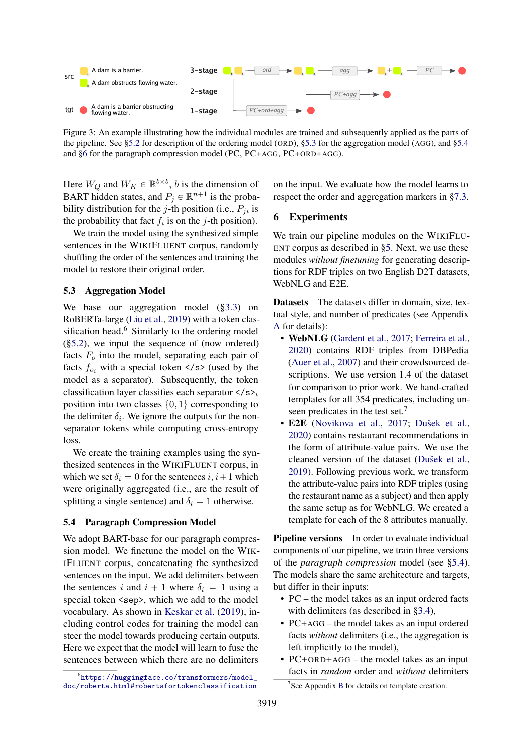Figure 3: An example illustrating how the individual modules are trained and subsequently applied as the parts of the pipeline. See §5.2 for description of the ordering model (ORD), §5.3 for the aggregation model (AGG), and §5.4 and §6 for the paragraph compression model (PC, PC+AGG, PC+ORD+AGG).

Here $W_Q$ and $W_K \in \mathbb{R}^{b \times b}$, $b$ is the dimension of BART hidden states, and $P_j \in \mathbb{R}^{n+1}$ is the probability distribution for the $j$-th position (i.e., $P_{ji}$ is the probability that fact $f_i$ is on the $j$-th position).

We train the model using the synthesized simple sentences in the WIKIFLUENT corpus, randomly shuffling the order of the sentences and training the model to restore their original order.

### 5.3 Aggregation Model

We base our aggregation model (§3.3) on RoBERTa-large (Liu et al., 2019) with a token classification head.[6] Similarly to the ordering model (§5.2), we input the sequence of (now ordered) facts $F_o$ into the model, separating each pair of facts $f_{o_i}$ with a special token `</s>` (used by the model as a separator). Subsequently, the token classification layer classifies each separator `</s>`$_i$ position into two classes $\{0, 1\}$ corresponding to the delimiter $\delta_i$. We ignore the outputs for the non-separator tokens while computing cross-entropy loss.

We create the training examples using the synthesized sentences in the WIKIFLUENT corpus, in which we set $\delta_i = 0$ for the sentences $i, i+1$ which were originally aggregated (i.e., are the result of splitting a single sentence) and $\delta_i = 1$ otherwise.

### 5.4 Paragraph Compression Model

We adopt BART-base for our paragraph compression model. We finetune the model on the WIKIFLUENT corpus, concatenating the synthesized sentences on the input. We add delimiters between the sentences $i$ and $i+1$ where $\delta_i = 1$ using a special token `<sep>`, which we add to the model vocabulary. As shown in Keskar et al. (2019), including control codes for training the model can steer the model towards producing certain outputs. Here we expect that the model will learn to fuse the sentences between which there are no delimiters on the input. We evaluate how the model learns to respect the order and aggregation markers in §7.3.

## 6 Experiments

We train our pipeline modules on the WIKIFLUENT corpus as described in §5. Next, we use these modules *without finetuning* for generating descriptions for RDF triples on two English D2T datasets, WebNLG and E2E.

**Datasets** The datasets differ in domain, size, textual style, and number of predicates (see Appendix A for details):

- **WebNLG** (Gardent et al., 2017; Ferreira et al., 2020) contains RDF triples from DBPedia (Auer et al., 2007) and their crowdsourced descriptions. We use version 1.4 of the dataset for comparison to prior work. We hand-crafted templates for all 354 predicates, including unseen predicates in the test set.[7]
- **E2E** (Novikova et al., 2017; Dušek et al., 2020) contains restaurant recommendations in the form of attribute-value pairs. We use the cleaned version of the dataset (Dušek et al., 2019). Following previous work, we transform the attribute-value pairs into RDF triples (using the restaurant name as a subject) and then apply the same setup as for WebNLG. We created a template for each of the 8 attributes manually.

**Pipeline versions** In order to evaluate individual components of our pipeline, we train three versions of the *paragraph compression* model (see §5.4). The models share the same architecture and targets, but differ in their inputs:

- PC – the model takes as an input ordered facts with delimiters (as described in §3.4),
- PC+AGG – the model takes as an input ordered facts *without* delimiters (i.e., the aggregation is left implicitly to the model),
- PC+ORD+AGG – the model takes as an input facts in *random* order and *without* delimiters

[6] https://huggingface.co/transformers/model_doc/roberta.html#robertafortokenclassification

[7] See Appendix B for details on template creation.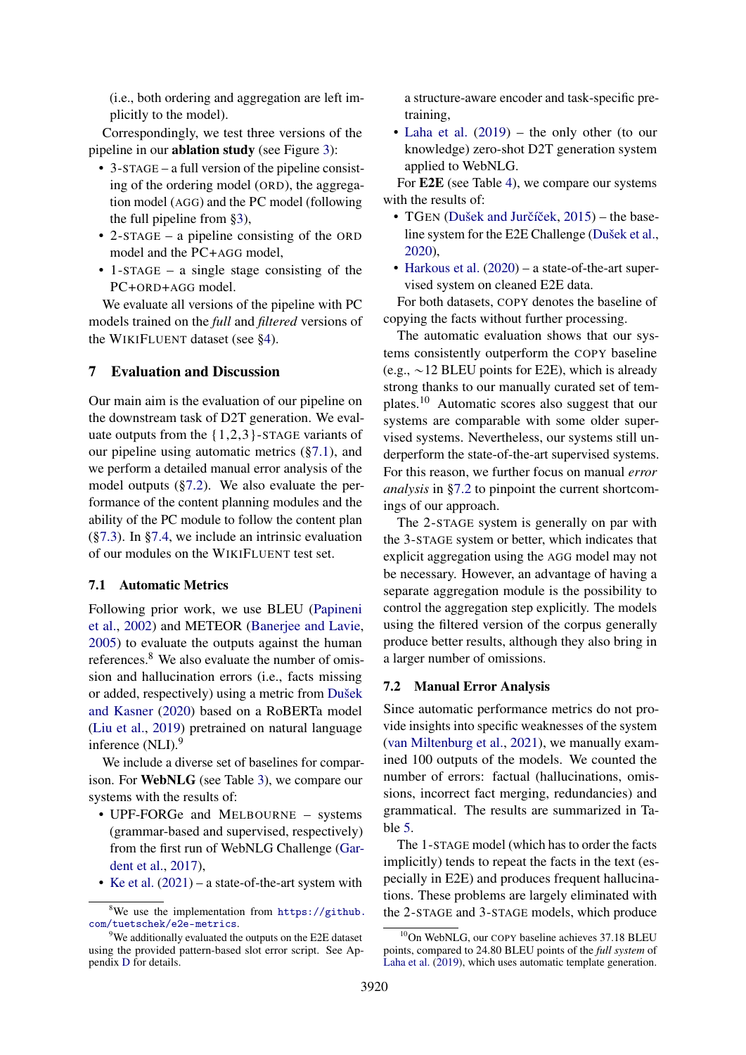(i.e., both ordering and aggregation are left implicitly to the model).

Correspondingly, we test three versions of the pipeline in our **ablation study** (see Figure 3):

- 3-STAGE – a full version of the pipeline consisting of the ordering model (ORD), the aggregation model (AGG) and the PC model (following the full pipeline from §3),
- 2-STAGE – a pipeline consisting of the ORD model and the PC+AGG model,
- 1-STAGE – a single stage consisting of the PC+ORD+AGG model.

We evaluate all versions of the pipeline with PC models trained on the *full* and *filtered* versions of the WIKIFLUENT dataset (see §4).

## 7 Evaluation and Discussion

Our main aim is the evaluation of our pipeline on the downstream task of D2T generation. We evaluate outputs from the {1,2,3}-STAGE variants of our pipeline using automatic metrics (§7.1), and we perform a detailed manual error analysis of the model outputs (§7.2). We also evaluate the performance of the content planning modules and the ability of the PC module to follow the content plan (§7.3). In §7.4, we include an intrinsic evaluation of our modules on the WIKIFLUENT test set.

### 7.1 Automatic Metrics

Following prior work, we use BLEU (Papineni et al., 2002) and METEOR (Banerjee and Lavie, 2005) to evaluate the outputs against the human references.[8] We also evaluate the number of omission and hallucination errors (i.e., facts missing or added, respectively) using a metric from Dušek and Kasner (2020) based on a RoBERTa model (Liu et al., 2019) pretrained on natural language inference (NLI).[9]

We include a diverse set of baselines for comparison. For **WebNLG** (see Table 3), we compare our systems with the results of:

- UPF-FORGe and MELBOURNE – systems (grammar-based and supervised, respectively) from the first run of WebNLG Challenge (Gardent et al., 2017),
- Ke et al. (2021) – a state-of-the-art system with a structure-aware encoder and task-specific pretraining,
- Laha et al. (2019) – the only other (to our knowledge) zero-shot D2T generation system applied to WebNLG.

For **E2E** (see Table 4), we compare our systems with the results of:

- TGEN (Dušek and Jurčíček, 2015) – the baseline system for the E2E Challenge (Dušek et al., 2020),
- Harkous et al. (2020) – a state-of-the-art supervised system on cleaned E2E data.

For both datasets, COPY denotes the baseline of copying the facts without further processing.

The automatic evaluation shows that our systems consistently outperform the COPY baseline (e.g., ∼12 BLEU points for E2E), which is already strong thanks to our manually curated set of templates.[10] Automatic scores also suggest that our systems are comparable with some older supervised systems. Nevertheless, our systems still underperform the state-of-the-art supervised systems. For this reason, we further focus on manual *error analysis* in §7.2 to pinpoint the current shortcomings of our approach.

The 2-STAGE system is generally on par with the 3-STAGE system or better, which indicates that explicit aggregation using the AGG model may not be necessary. However, an advantage of having a separate aggregation module is the possibility to control the aggregation step explicitly. The models using the filtered version of the corpus generally produce better results, although they also bring in a larger number of omissions.

### 7.2 Manual Error Analysis

Since automatic performance metrics do not provide insights into specific weaknesses of the system (van Miltenburg et al., 2021), we manually examined 100 outputs of the models. We counted the number of errors: factual (hallucinations, omissions, incorrect fact merging, redundancies) and grammatical. The results are summarized in Table 5.

The 1-STAGE model (which has to order the facts implicitly) tends to repeat the facts in the text (especially in E2E) and produces frequent hallucinations. These problems are largely eliminated with the 2-STAGE and 3-STAGE models, which produce

[8] We use the implementation from https://github.com/tuetschek/e2e-metrics.

[9] We additionally evaluated the outputs on the E2E dataset using the provided pattern-based slot error script. See Appendix D for details.

[10] On WebNLG, our COPY baseline achieves 37.18 BLEU points, compared to 24.80 BLEU points of the *full system* of Laha et al. (2019), which uses automatic template generation.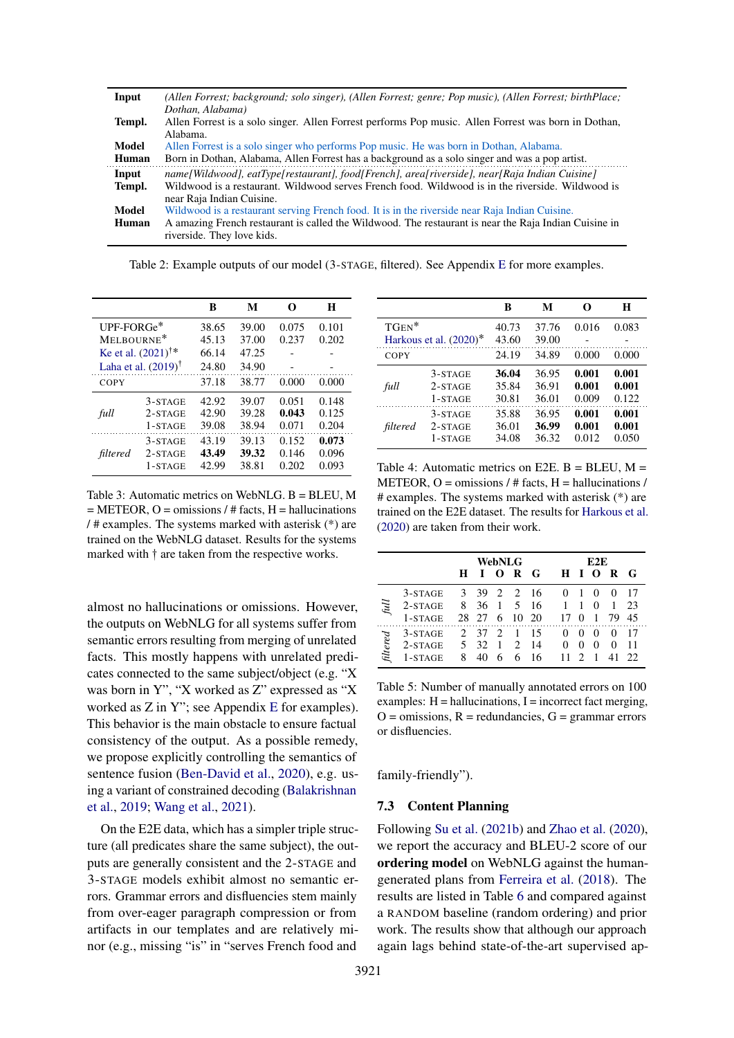| | |
|---|---|
| **Input** | *(Allen Forrest; background; solo singer), (Allen Forrest; genre; Pop music), (Allen Forrest; birthPlace; Dothan, Alabama)* |
| **Templ.** | Allen Forrest is a solo singer. Allen Forrest performs Pop music. Allen Forrest was born in Dothan, Alabama. |
| **Model** | Allen Forrest is a solo singer who performs Pop music. He was born in Dothan, Alabama. |
| **Human** | Born in Dothan, Alabama, Allen Forrest has a background as a solo singer and was a pop artist. |
| **Input** | *name[Wildwood], eatType[restaurant], food[French], area[riverside], near[Raja Indian Cuisine]* |
| **Templ.** | Wildwood is a restaurant. Wildwood serves French food. Wildwood is in the riverside. Wildwood is near Raja Indian Cuisine. |
| **Model** | Wildwood is a restaurant serving French food. It is in the riverside near Raja Indian Cuisine. |
| **Human** | A amazing French restaurant is called the Wildwood. The restaurant is near the Raja Indian Cuisine in riverside. They love kids. |

Table 2: Example outputs of our model (3-STAGE, filtered). See Appendix E for more examples.

| | | B | M | O | H |
|---|---|---|---|---|---|
| UPF-FORGe* | | 38.65 | 39.00 | 0.075 | 0.101 |
| MELBOURNE* | | 45.13 | 37.00 | 0.237 | 0.202 |
| Ke et al. (2021)†* | | 66.14 | 47.25 | - | - |
| Laha et al. (2019)† | | 24.80 | 34.90 | - | - |
| COPY | | 37.18 | 38.77 | 0.000 | 0.000 |
| *full* | 3-STAGE | 42.92 | 39.07 | 0.051 | 0.148 |
| | 2-STAGE | 42.90 | 39.28 | **0.043** | 0.125 |
| | 1-STAGE | 39.08 | 38.94 | 0.071 | 0.204 |
| *filtered* | 3-STAGE | 43.19 | 39.13 | 0.152 | **0.073** |
| | 2-STAGE | **43.49** | **39.32** | 0.146 | 0.096 |
| | 1-STAGE | 42.99 | 38.81 | 0.202 | 0.093 |

Table 3: Automatic metrics on WebNLG. B = BLEU, M = METEOR, O = omissions / # facts, H = hallucinations / # examples. The systems marked with asterisk (*) are trained on the WebNLG dataset. Results for the systems marked with † are taken from the respective works.

| | | B | M | O | H |
|---|---|---|---|---|---|
| TGEN* | | 40.73 | 37.76 | 0.016 | 0.083 |
| Harkous et al. (2020)* | | 43.60 | 39.00 | - | - |
| COPY | | 24.19 | 34.89 | 0.000 | 0.000 |
| *full* | 3-STAGE | **36.04** | 36.95 | **0.001** | **0.001** |
| | 2-STAGE | 35.84 | 36.91 | **0.001** | **0.001** |
| | 1-STAGE | 30.81 | 36.01 | 0.009 | 0.122 |
| *filtered* | 3-STAGE | 35.88 | 36.95 | **0.001** | **0.001** |
| | 2-STAGE | 36.01 | **36.99** | **0.001** | **0.001** |
| | 1-STAGE | 34.08 | 36.32 | 0.012 | 0.050 |

Table 4: Automatic metrics on E2E. B = BLEU, M = METEOR, O = omissions / # facts, H = hallucinations / # examples. The systems marked with asterisk (*) are trained on the E2E dataset. The results for Harkous et al. (2020) are taken from their work.

| | | WebNLG | | | | | E2E | | | | |
|---|---|---|---|---|---|---|---|---|---|---|---|
| | | H | I | O | R | G | H | I | O | R | G |
| *full* | 3-STAGE | 3 | 39 | 2 | 2 | 16 | 0 | 1 | 0 | 0 | 17 |
| | 2-STAGE | 8 | 36 | 1 | 5 | 16 | 1 | 1 | 0 | 1 | 23 |
| | 1-STAGE | 28 | 27 | 6 | 10 | 20 | 17 | 0 | 1 | 79 | 45 |
| *filtered* | 3-STAGE | 2 | 37 | 2 | 1 | 15 | 0 | 0 | 0 | 0 | 17 |
| | 2-STAGE | 5 | 32 | 1 | 2 | 14 | 0 | 0 | 0 | 0 | 11 |
| | 1-STAGE | 8 | 40 | 6 | 6 | 16 | 11 | 2 | 1 | 41 | 22 |

Table 5: Number of manually annotated errors on 100 examples: H = hallucinations, I = incorrect fact merging, O = omissions, R = redundancies, G = grammar errors or disfluencies.

almost no hallucinations or omissions. However, the outputs on WebNLG for all systems suffer from semantic errors resulting from merging of unrelated facts. This mostly happens with unrelated predicates connected to the same subject/object (e.g. "X was born in Y", "X worked as Z" expressed as "X worked as Z in Y"; see Appendix E for examples). This behavior is the main obstacle to ensure factual consistency of the output. As a possible remedy, we propose explicitly controlling the semantics of sentence fusion (Ben-David et al., 2020), e.g. using a variant of constrained decoding (Balakrishnan et al., 2019; Wang et al., 2021).

On the E2E data, which has a simpler triple structure (all predicates share the same subject), the outputs are generally consistent and the 2-STAGE and 3-STAGE models exhibit almost no semantic errors. Grammar errors and disfluencies stem mainly from over-eager paragraph compression or from artifacts in our templates and are relatively minor (e.g., missing "is" in "serves French food and family-friendly").

### 7.3 Content Planning

Following Su et al. (2021b) and Zhao et al. (2020), we report the accuracy and BLEU-2 score of our **ordering model** on WebNLG against the human-generated plans from Ferreira et al. (2018). The results are listed in Table 6 and compared against a RANDOM baseline (random ordering) and prior work. The results show that although our approach again lags behind state-of-the-art supervised ap-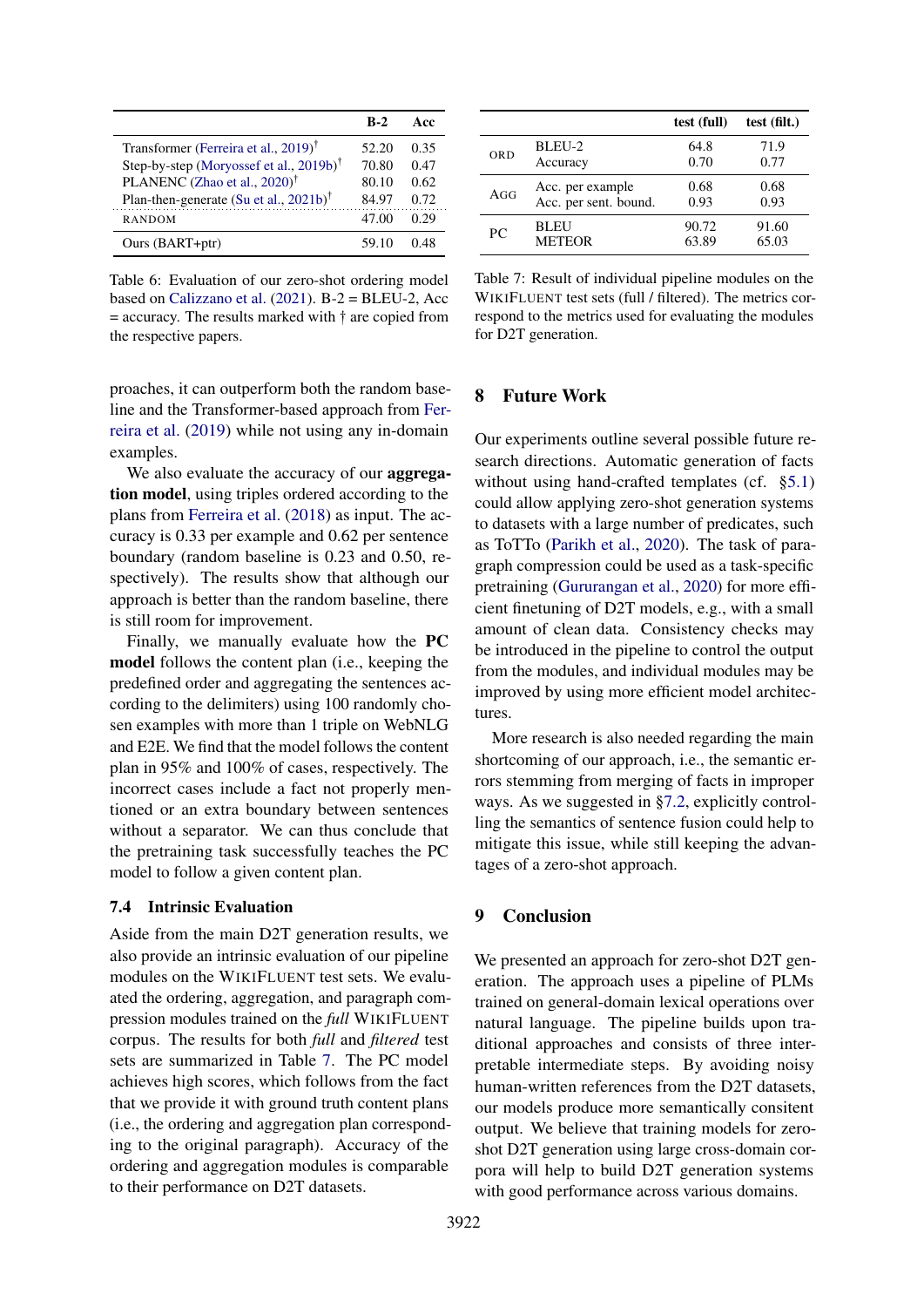| | B-2 | Acc |
|---|---|---|
| Transformer (Ferreira et al., 2019)† | 52.20 | 0.35 |
| Step-by-step (Moryossef et al., 2019b)† | 70.80 | 0.47 |
| PLANENC (Zhao et al., 2020)† | 80.10 | 0.62 |
| Plan-then-generate (Su et al., 2021b)† | 84.97 | 0.72 |
| RANDOM | 47.00 | 0.29 |
| Ours (BART+ptr) | 59.10 | 0.48 |

Table 6: Evaluation of our zero-shot ordering model based on Calizzano et al. (2021). B-2 = BLEU-2, Acc = accuracy. The results marked with † are copied from the respective papers.

proaches, it can outperform both the random baseline and the Transformer-based approach from Ferreira et al. (2019) while not using any in-domain examples.

We also evaluate the accuracy of our **aggregation model**, using triples ordered according to the plans from Ferreira et al. (2018) as input. The accuracy is 0.33 per example and 0.62 per sentence boundary (random baseline is 0.23 and 0.50, respectively). The results show that although our approach is better than the random baseline, there is still room for improvement.

Finally, we manually evaluate how the **PC model** follows the content plan (i.e., keeping the predefined order and aggregating the sentences according to the delimiters) using 100 randomly chosen examples with more than 1 triple on WebNLG and E2E. We find that the model follows the content plan in 95% and 100% of cases, respectively. The incorrect cases include a fact not properly mentioned or an extra boundary between sentences without a separator. We can thus conclude that the pretraining task successfully teaches the PC model to follow a given content plan.

### 7.4 Intrinsic Evaluation

Aside from the main D2T generation results, we also provide an intrinsic evaluation of our pipeline modules on the WIKIFLUENT test sets. We evaluated the ordering, aggregation, and paragraph compression modules trained on the *full* WIKIFLUENT corpus. The results for both *full* and *filtered* test sets are summarized in Table 7. The PC model achieves high scores, which follows from the fact that we provide it with ground truth content plans (i.e., the ordering and aggregation plan corresponding to the original paragraph). Accuracy of the ordering and aggregation modules is comparable to their performance on D2T datasets.

| | | test (full) | test (filt.) |
|---|---|---|---|
| ORD | BLEU-2 | 64.8 | 71.9 |
| | Accuracy | 0.70 | 0.77 |
| AGG | Acc. per example | 0.68 | 0.68 |
| | Acc. per sent. bound. | 0.93 | 0.93 |
| PC | BLEU | 90.72 | 91.60 |
| | METEOR | 63.89 | 65.03 |

Table 7: Result of individual pipeline modules on the WIKIFLUENT test sets (full / filtered). The metrics correspond to the metrics used for evaluating the modules for D2T generation.

## 8 Future Work

Our experiments outline several possible future research directions. Automatic generation of facts without using hand-crafted templates (cf. §5.1) could allow applying zero-shot generation systems to datasets with a large number of predicates, such as ToTTo (Parikh et al., 2020). The task of paragraph compression could be used as a task-specific pretraining (Gururangan et al., 2020) for more efficient finetuning of D2T models, e.g., with a small amount of clean data. Consistency checks may be introduced in the pipeline to control the output from the modules, and individual modules may be improved by using more efficient model architectures.

More research is also needed regarding the main shortcoming of our approach, i.e., the semantic errors stemming from merging of facts in improper ways. As we suggested in §7.2, explicitly controlling the semantics of sentence fusion could help to mitigate this issue, while still keeping the advantages of a zero-shot approach.

## 9 Conclusion

We presented an approach for zero-shot D2T generation. The approach uses a pipeline of PLMs trained on general-domain lexical operations over natural language. The pipeline builds upon traditional approaches and consists of three interpretable intermediate steps. By avoiding noisy human-written references from the D2T datasets, our models produce more semantically consitent output. We believe that training models for zero-shot D2T generation using large cross-domain corpora will help to build D2T generation systems with good performance across various domains.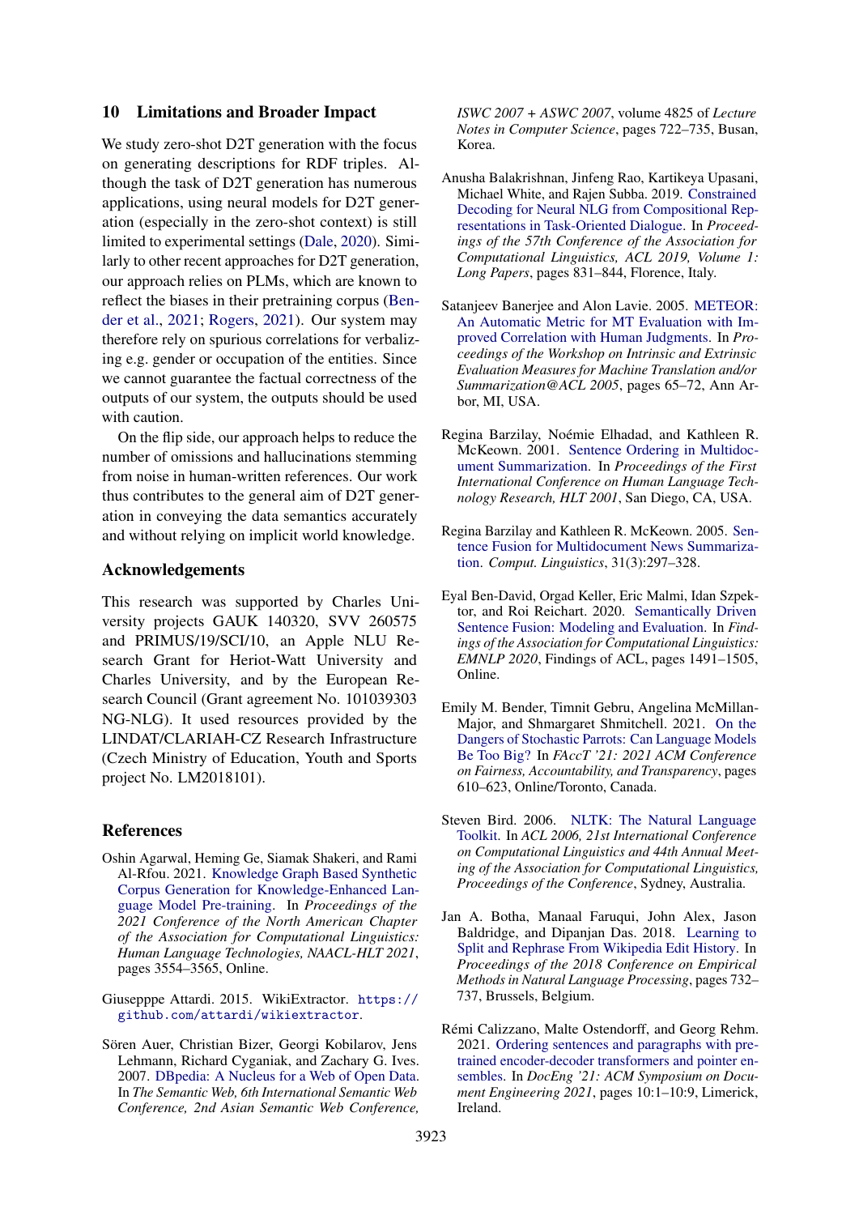## 10 Limitations and Broader Impact

We study zero-shot D2T generation with the focus on generating descriptions for RDF triples. Although the task of D2T generation has numerous applications, using neural models for D2T generation (especially in the zero-shot context) is still limited to experimental settings (Dale, 2020). Similarly to other recent approaches for D2T generation, our approach relies on PLMs, which are known to reflect the biases in their pretraining corpus (Bender et al., 2021; Rogers, 2021). Our system may therefore rely on spurious correlations for verbalizing e.g. gender or occupation of the entities. Since we cannot guarantee the factual correctness of the outputs of our system, the outputs should be used with caution.

On the flip side, our approach helps to reduce the number of omissions and hallucinations stemming from noise in human-written references. Our work thus contributes to the general aim of D2T generation in conveying the data semantics accurately and without relying on implicit world knowledge.

## Acknowledgements

This research was supported by Charles University projects GAUK 140320, SVV 260575 and PRIMUS/19/SCI/10, an Apple NLU Research Grant for Heriot-Watt University and Charles University, and by the European Research Council (Grant agreement No. 101039303 NG-NLG). It used resources provided by the LINDAT/CLARIAH-CZ Research Infrastructure (Czech Ministry of Education, Youth and Sports project No. LM2018101).

## References

Oshin Agarwal, Heming Ge, Siamak Shakeri, and Rami Al-Rfou. 2021. Knowledge Graph Based Synthetic Corpus Generation for Knowledge-Enhanced Language Model Pre-training. In *Proceedings of the 2021 Conference of the North American Chapter of the Association for Computational Linguistics: Human Language Technologies, NAACL-HLT 2021*, pages 3554–3565, Online.

Giusepppe Attardi. 2015. WikiExtractor. `https://github.com/attardi/wikiextractor`.

Sören Auer, Christian Bizer, Georgi Kobilarov, Jens Lehmann, Richard Cyganiak, and Zachary G. Ives. 2007. DBpedia: A Nucleus for a Web of Open Data. In *The Semantic Web, 6th International Semantic Web Conference, 2nd Asian Semantic Web Conference, ISWC 2007 + ASWC 2007*, volume 4825 of *Lecture Notes in Computer Science*, pages 722–735, Busan, Korea.

Anusha Balakrishnan, Jinfeng Rao, Kartikeya Upasani, Michael White, and Rajen Subba. 2019. Constrained Decoding for Neural NLG from Compositional Representations in Task-Oriented Dialogue. In *Proceedings of the 57th Conference of the Association for Computational Linguistics, ACL 2019, Volume 1: Long Papers*, pages 831–844, Florence, Italy.

Satanjeev Banerjee and Alon Lavie. 2005. METEOR: An Automatic Metric for MT Evaluation with Improved Correlation with Human Judgments. In *Proceedings of the Workshop on Intrinsic and Extrinsic Evaluation Measures for Machine Translation and/or Summarization@ACL 2005*, pages 65–72, Ann Arbor, MI, USA.

Regina Barzilay, Noémie Elhadad, and Kathleen R. McKeown. 2001. Sentence Ordering in Multidocument Summarization. In *Proceedings of the First International Conference on Human Language Technology Research, HLT 2001*, San Diego, CA, USA.

Regina Barzilay and Kathleen R. McKeown. 2005. Sentence Fusion for Multidocument News Summarization. *Comput. Linguistics*, 31(3):297–328.

Eyal Ben-David, Orgad Keller, Eric Malmi, Idan Szpektor, and Roi Reichart. 2020. Semantically Driven Sentence Fusion: Modeling and Evaluation. In *Findings of the Association for Computational Linguistics: EMNLP 2020*, Findings of ACL, pages 1491–1505, Online.

Emily M. Bender, Timnit Gebru, Angelina McMillan-Major, and Shmargaret Shmitchell. 2021. On the Dangers of Stochastic Parrots: Can Language Models Be Too Big? In *FAccT '21: 2021 ACM Conference on Fairness, Accountability, and Transparency*, pages 610–623, Online/Toronto, Canada.

Steven Bird. 2006. NLTK: The Natural Language Toolkit. In *ACL 2006, 21st International Conference on Computational Linguistics and 44th Annual Meeting of the Association for Computational Linguistics, Proceedings of the Conference*, Sydney, Australia.

Jan A. Botha, Manaal Faruqui, John Alex, Jason Baldridge, and Dipanjan Das. 2018. Learning to Split and Rephrase From Wikipedia Edit History. In *Proceedings of the 2018 Conference on Empirical Methods in Natural Language Processing*, pages 732–737, Brussels, Belgium.

Rémi Calizzano, Malte Ostendorff, and Georg Rehm. 2021. Ordering sentences and paragraphs with pretrained encoder-decoder transformers and pointer ensembles. In *DocEng '21: ACM Symposium on Document Engineering 2021*, pages 10:1–10:9, Limerick, Ireland.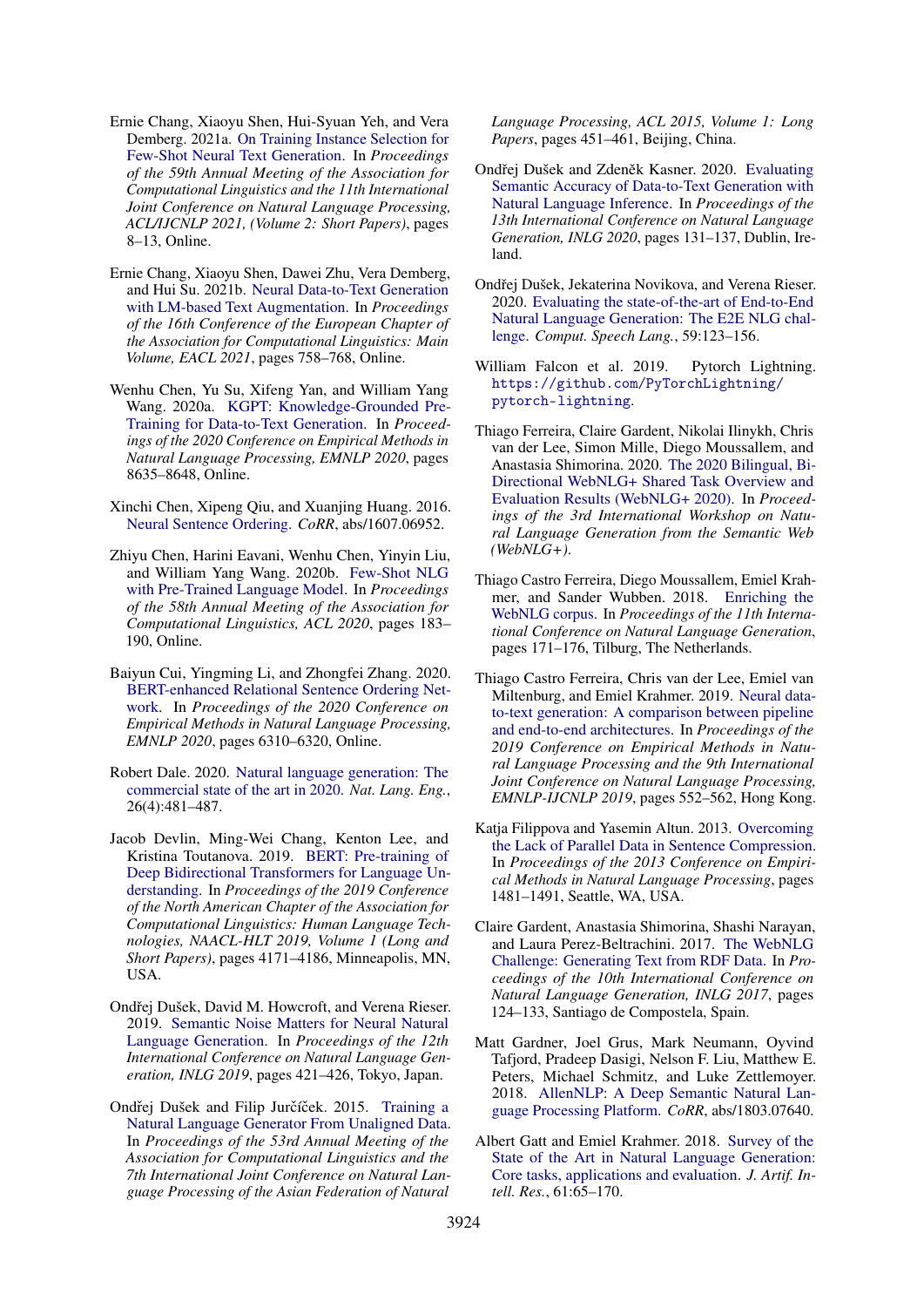Ernie Chang, Xiaoyu Shen, Hui-Syuan Yeh, and Vera Demberg. 2021a. On Training Instance Selection for Few-Shot Neural Text Generation. In *Proceedings of the 59th Annual Meeting of the Association for Computational Linguistics and the 11th International Joint Conference on Natural Language Processing, ACL/IJCNLP 2021, (Volume 2: Short Papers)*, pages 8–13, Online.

Ernie Chang, Xiaoyu Shen, Dawei Zhu, Vera Demberg, and Hui Su. 2021b. Neural Data-to-Text Generation with LM-based Text Augmentation. In *Proceedings of the 16th Conference of the European Chapter of the Association for Computational Linguistics: Main Volume, EACL 2021*, pages 758–768, Online.

Wenhu Chen, Yu Su, Xifeng Yan, and William Yang Wang. 2020a. KGPT: Knowledge-Grounded Pre-Training for Data-to-Text Generation. In *Proceedings of the 2020 Conference on Empirical Methods in Natural Language Processing, EMNLP 2020*, pages 8635–8648, Online.

Xinchi Chen, Xipeng Qiu, and Xuanjing Huang. 2016. Neural Sentence Ordering. *CoRR*, abs/1607.06952.

Zhiyu Chen, Harini Eavani, Wenhu Chen, Yinyin Liu, and William Yang Wang. 2020b. Few-Shot NLG with Pre-Trained Language Model. In *Proceedings of the 58th Annual Meeting of the Association for Computational Linguistics, ACL 2020*, pages 183–190, Online.

Baiyun Cui, Yingming Li, and Zhongfei Zhang. 2020. BERT-enhanced Relational Sentence Ordering Network. In *Proceedings of the 2020 Conference on Empirical Methods in Natural Language Processing, EMNLP 2020*, pages 6310–6320, Online.

Robert Dale. 2020. Natural language generation: The commercial state of the art in 2020. *Nat. Lang. Eng.*, 26(4):481–487.

Jacob Devlin, Ming-Wei Chang, Kenton Lee, and Kristina Toutanova. 2019. BERT: Pre-training of Deep Bidirectional Transformers for Language Understanding. In *Proceedings of the 2019 Conference of the North American Chapter of the Association for Computational Linguistics: Human Language Technologies, NAACL-HLT 2019, Volume 1 (Long and Short Papers)*, pages 4171–4186, Minneapolis, MN, USA.

Ondřej Dušek, David M. Howcroft, and Verena Rieser. 2019. Semantic Noise Matters for Neural Natural Language Generation. In *Proceedings of the 12th International Conference on Natural Language Generation, INLG 2019*, pages 421–426, Tokyo, Japan.

Ondřej Dušek and Filip Jurčíček. 2015. Training a Natural Language Generator From Unaligned Data. In *Proceedings of the 53rd Annual Meeting of the Association for Computational Linguistics and the 7th International Joint Conference on Natural Language Processing of the Asian Federation of Natural Language Processing, ACL 2015, Volume 1: Long Papers*, pages 451–461, Beijing, China.

Ondřej Dušek and Zdeněk Kasner. 2020. Evaluating Semantic Accuracy of Data-to-Text Generation with Natural Language Inference. In *Proceedings of the 13th International Conference on Natural Language Generation, INLG 2020*, pages 131–137, Dublin, Ireland.

Ondřej Dušek, Jekaterina Novikova, and Verena Rieser. 2020. Evaluating the state-of-the-art of End-to-End Natural Language Generation: The E2E NLG challenge. *Comput. Speech Lang.*, 59:123–156.

William Falcon et al. 2019. Pytorch Lightning. `https://github.com/PyTorchLightning/pytorch-lightning`.

Thiago Ferreira, Claire Gardent, Nikolai Ilinykh, Chris van der Lee, Simon Mille, Diego Moussallem, and Anastasia Shimorina. 2020. The 2020 Bilingual, Bi-Directional WebNLG+ Shared Task Overview and Evaluation Results (WebNLG+ 2020). In *Proceedings of the 3rd International Workshop on Natural Language Generation from the Semantic Web (WebNLG+)*.

Thiago Castro Ferreira, Diego Moussallem, Emiel Krahmer, and Sander Wubben. 2018. Enriching the WebNLG corpus. In *Proceedings of the 11th International Conference on Natural Language Generation*, pages 171–176, Tilburg, The Netherlands.

Thiago Castro Ferreira, Chris van der Lee, Emiel van Miltenburg, and Emiel Krahmer. 2019. Neural data-to-text generation: A comparison between pipeline and end-to-end architectures. In *Proceedings of the 2019 Conference on Empirical Methods in Natural Language Processing and the 9th International Joint Conference on Natural Language Processing, EMNLP-IJCNLP 2019*, pages 552–562, Hong Kong.

Katja Filippova and Yasemin Altun. 2013. Overcoming the Lack of Parallel Data in Sentence Compression. In *Proceedings of the 2013 Conference on Empirical Methods in Natural Language Processing*, pages 1481–1491, Seattle, WA, USA.

Claire Gardent, Anastasia Shimorina, Shashi Narayan, and Laura Perez-Beltrachini. 2017. The WebNLG Challenge: Generating Text from RDF Data. In *Proceedings of the 10th International Conference on Natural Language Generation, INLG 2017*, pages 124–133, Santiago de Compostela, Spain.

Matt Gardner, Joel Grus, Mark Neumann, Oyvind Tafjord, Pradeep Dasigi, Nelson F. Liu, Matthew E. Peters, Michael Schmitz, and Luke Zettlemoyer. 2018. AllenNLP: A Deep Semantic Natural Language Processing Platform. *CoRR*, abs/1803.07640.

Albert Gatt and Emiel Krahmer. 2018. Survey of the State of the Art in Natural Language Generation: Core tasks, applications and evaluation. *J. Artif. Intell. Res.*, 61:65–170.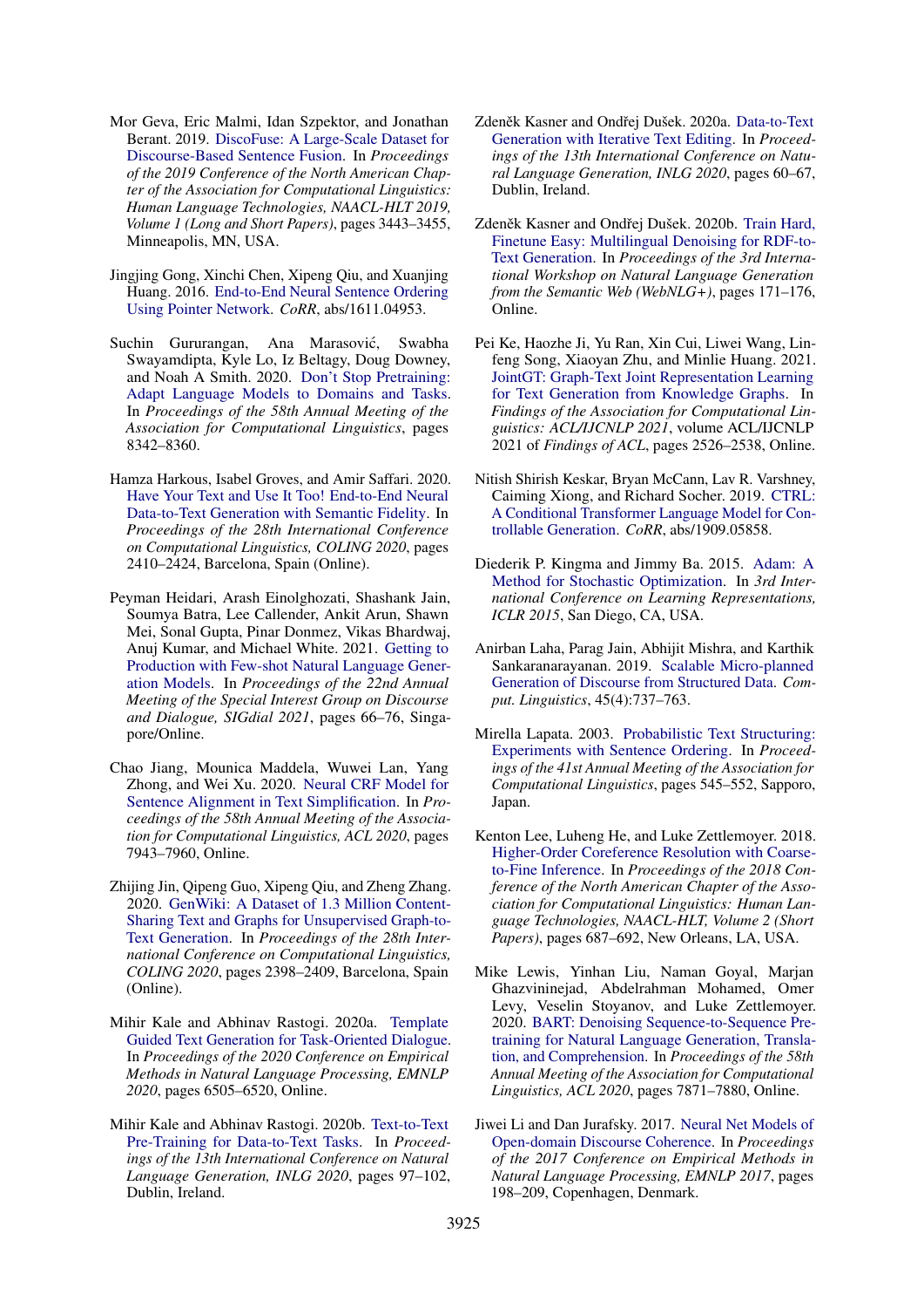Mor Geva, Eric Malmi, Idan Szpektor, and Jonathan Berant. 2019. DiscoFuse: A Large-Scale Dataset for Discourse-Based Sentence Fusion. In *Proceedings of the 2019 Conference of the North American Chapter of the Association for Computational Linguistics: Human Language Technologies, NAACL-HLT 2019, Volume 1 (Long and Short Papers)*, pages 3443–3455, Minneapolis, MN, USA.

Jingjing Gong, Xinchi Chen, Xipeng Qiu, and Xuanjing Huang. 2016. End-to-End Neural Sentence Ordering Using Pointer Network. *CoRR*, abs/1611.04953.

Suchin Gururangan, Ana Marasović, Swabha Swayamdipta, Kyle Lo, Iz Beltagy, Doug Downey, and Noah A Smith. 2020. Don't Stop Pretraining: Adapt Language Models to Domains and Tasks. In *Proceedings of the 58th Annual Meeting of the Association for Computational Linguistics*, pages 8342–8360.

Hamza Harkous, Isabel Groves, and Amir Saffari. 2020. Have Your Text and Use It Too! End-to-End Neural Data-to-Text Generation with Semantic Fidelity. In *Proceedings of the 28th International Conference on Computational Linguistics, COLING 2020*, pages 2410–2424, Barcelona, Spain (Online).

Peyman Heidari, Arash Einolghozati, Shashank Jain, Soumya Batra, Lee Callender, Ankit Arun, Shawn Mei, Sonal Gupta, Pinar Donmez, Vikas Bhardwaj, Anuj Kumar, and Michael White. 2021. Getting to Production with Few-shot Natural Language Generation Models. In *Proceedings of the 22nd Annual Meeting of the Special Interest Group on Discourse and Dialogue, SIGdial 2021*, pages 66–76, Singapore/Online.

Chao Jiang, Mounica Maddela, Wuwei Lan, Yang Zhong, and Wei Xu. 2020. Neural CRF Model for Sentence Alignment in Text Simplification. In *Proceedings of the 58th Annual Meeting of the Association for Computational Linguistics, ACL 2020*, pages 7943–7960, Online.

Zhijing Jin, Qipeng Guo, Xipeng Qiu, and Zheng Zhang. 2020. GenWiki: A Dataset of 1.3 Million Content-Sharing Text and Graphs for Unsupervised Graph-to-Text Generation. In *Proceedings of the 28th International Conference on Computational Linguistics, COLING 2020*, pages 2398–2409, Barcelona, Spain (Online).

Mihir Kale and Abhinav Rastogi. 2020a. Template Guided Text Generation for Task-Oriented Dialogue. In *Proceedings of the 2020 Conference on Empirical Methods in Natural Language Processing, EMNLP 2020*, pages 6505–6520, Online.

Mihir Kale and Abhinav Rastogi. 2020b. Text-to-Text Pre-Training for Data-to-Text Tasks. In *Proceedings of the 13th International Conference on Natural Language Generation, INLG 2020*, pages 97–102, Dublin, Ireland.

Zdeněk Kasner and Ondřej Dušek. 2020a. Data-to-Text Generation with Iterative Text Editing. In *Proceedings of the 13th International Conference on Natural Language Generation, INLG 2020*, pages 60–67, Dublin, Ireland.

Zdeněk Kasner and Ondřej Dušek. 2020b. Train Hard, Finetune Easy: Multilingual Denoising for RDF-to-Text Generation. In *Proceedings of the 3rd International Workshop on Natural Language Generation from the Semantic Web (WebNLG+)*, pages 171–176, Online.

Pei Ke, Haozhe Ji, Yu Ran, Xin Cui, Liwei Wang, Linfeng Song, Xiaoyan Zhu, and Minlie Huang. 2021. JointGT: Graph-Text Joint Representation Learning for Text Generation from Knowledge Graphs. In *Findings of the Association for Computational Linguistics: ACL/IJCNLP 2021*, volume ACL/IJCNLP 2021 of *Findings of ACL*, pages 2526–2538, Online.

Nitish Shirish Keskar, Bryan McCann, Lav R. Varshney, Caiming Xiong, and Richard Socher. 2019. CTRL: A Conditional Transformer Language Model for Controllable Generation. *CoRR*, abs/1909.05858.

Diederik P. Kingma and Jimmy Ba. 2015. Adam: A Method for Stochastic Optimization. In *3rd International Conference on Learning Representations, ICLR 2015*, San Diego, CA, USA.

Anirban Laha, Parag Jain, Abhijit Mishra, and Karthik Sankaranarayanan. 2019. Scalable Micro-planned Generation of Discourse from Structured Data. *Comput. Linguistics*, 45(4):737–763.

Mirella Lapata. 2003. Probabilistic Text Structuring: Experiments with Sentence Ordering. In *Proceedings of the 41st Annual Meeting of the Association for Computational Linguistics*, pages 545–552, Sapporo, Japan.

Kenton Lee, Luheng He, and Luke Zettlemoyer. 2018. Higher-Order Coreference Resolution with Coarse-to-Fine Inference. In *Proceedings of the 2018 Conference of the North American Chapter of the Association for Computational Linguistics: Human Language Technologies, NAACL-HLT, Volume 2 (Short Papers)*, pages 687–692, New Orleans, LA, USA.

Mike Lewis, Yinhan Liu, Naman Goyal, Marjan Ghazvininejad, Abdelrahman Mohamed, Omer Levy, Veselin Stoyanov, and Luke Zettlemoyer. 2020. BART: Denoising Sequence-to-Sequence Pre-training for Natural Language Generation, Translation, and Comprehension. In *Proceedings of the 58th Annual Meeting of the Association for Computational Linguistics, ACL 2020*, pages 7871–7880, Online.

Jiwei Li and Dan Jurafsky. 2017. Neural Net Models of Open-domain Discourse Coherence. In *Proceedings of the 2017 Conference on Empirical Methods in Natural Language Processing, EMNLP 2017*, pages 198–209, Copenhagen, Denmark.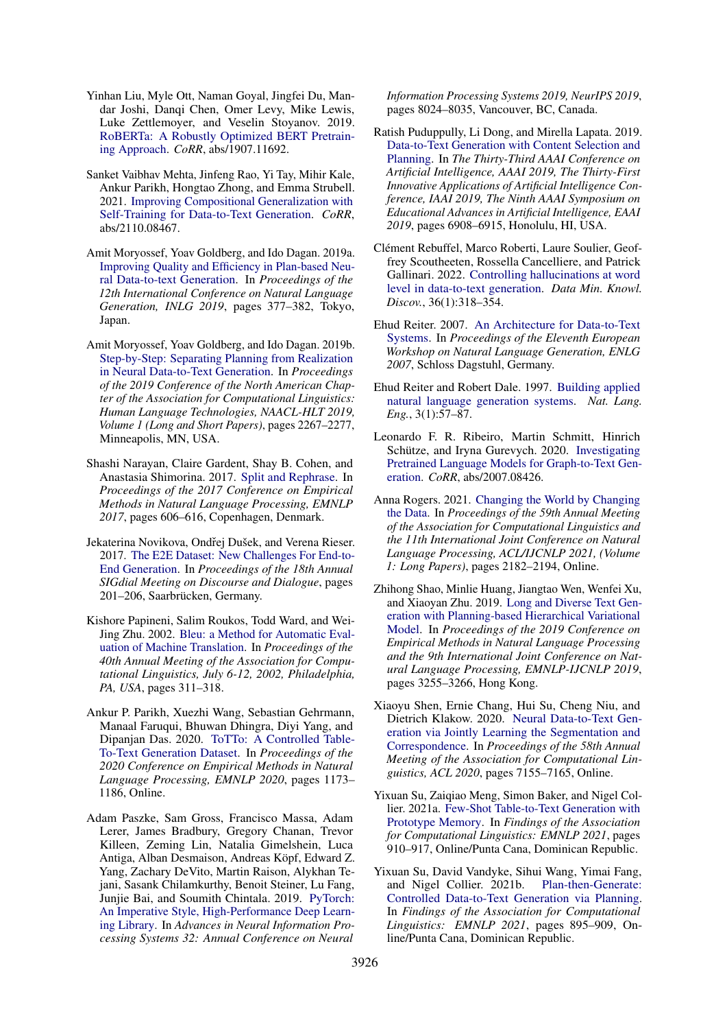Yinhan Liu, Myle Ott, Naman Goyal, Jingfei Du, Mandar Joshi, Danqi Chen, Omer Levy, Mike Lewis, Luke Zettlemoyer, and Veselin Stoyanov. 2019. RoBERTa: A Robustly Optimized BERT Pretraining Approach. *CoRR*, abs/1907.11692.

Sanket Vaibhav Mehta, Jinfeng Rao, Yi Tay, Mihir Kale, Ankur Parikh, Hongtao Zhong, and Emma Strubell. 2021. Improving Compositional Generalization with Self-Training for Data-to-Text Generation. *CoRR*, abs/2110.08467.

Amit Moryossef, Yoav Goldberg, and Ido Dagan. 2019a. Improving Quality and Efficiency in Plan-based Neural Data-to-text Generation. In *Proceedings of the 12th International Conference on Natural Language Generation, INLG 2019*, pages 377–382, Tokyo, Japan.

Amit Moryossef, Yoav Goldberg, and Ido Dagan. 2019b. Step-by-Step: Separating Planning from Realization in Neural Data-to-Text Generation. In *Proceedings of the 2019 Conference of the North American Chapter of the Association for Computational Linguistics: Human Language Technologies, NAACL-HLT 2019, Volume 1 (Long and Short Papers)*, pages 2267–2277, Minneapolis, MN, USA.

Shashi Narayan, Claire Gardent, Shay B. Cohen, and Anastasia Shimorina. 2017. Split and Rephrase. In *Proceedings of the 2017 Conference on Empirical Methods in Natural Language Processing, EMNLP 2017*, pages 606–616, Copenhagen, Denmark.

Jekaterina Novikova, Ondřej Dušek, and Verena Rieser. 2017. The E2E Dataset: New Challenges For End-to-End Generation. In *Proceedings of the 18th Annual SIGdial Meeting on Discourse and Dialogue*, pages 201–206, Saarbrücken, Germany.

Kishore Papineni, Salim Roukos, Todd Ward, and Wei-Jing Zhu. 2002. Bleu: a Method for Automatic Evaluation of Machine Translation. In *Proceedings of the 40th Annual Meeting of the Association for Computational Linguistics, July 6-12, 2002, Philadelphia, PA, USA*, pages 311–318.

Ankur P. Parikh, Xuezhi Wang, Sebastian Gehrmann, Manaal Faruqui, Bhuwan Dhingra, Diyi Yang, and Dipanjan Das. 2020. ToTTo: A Controlled Table-To-Text Generation Dataset. In *Proceedings of the 2020 Conference on Empirical Methods in Natural Language Processing, EMNLP 2020*, pages 1173–1186, Online.

Adam Paszke, Sam Gross, Francisco Massa, Adam Lerer, James Bradbury, Gregory Chanan, Trevor Killeen, Zeming Lin, Natalia Gimelshein, Luca Antiga, Alban Desmaison, Andreas Köpf, Edward Z. Yang, Zachary DeVito, Martin Raison, Alykhan Tejani, Sasank Chilamkurthy, Benoit Steiner, Lu Fang, Junjie Bai, and Soumith Chintala. 2019. PyTorch: An Imperative Style, High-Performance Deep Learning Library. In *Advances in Neural Information Processing Systems 32: Annual Conference on Neural Information Processing Systems 2019, NeurIPS 2019*, pages 8024–8035, Vancouver, BC, Canada.

Ratish Puduppully, Li Dong, and Mirella Lapata. 2019. Data-to-Text Generation with Content Selection and Planning. In *The Thirty-Third AAAI Conference on Artificial Intelligence, AAAI 2019, The Thirty-First Innovative Applications of Artificial Intelligence Conference, IAAI 2019, The Ninth AAAI Symposium on Educational Advances in Artificial Intelligence, EAAI 2019*, pages 6908–6915, Honolulu, HI, USA.

Clément Rebuffel, Marco Roberti, Laure Soulier, Geoffrey Scoutheeten, Rossella Cancelliere, and Patrick Gallinari. 2022. Controlling hallucinations at word level in data-to-text generation. *Data Min. Knowl. Discov.*, 36(1):318–354.

Ehud Reiter. 2007. An Architecture for Data-to-Text Systems. In *Proceedings of the Eleventh European Workshop on Natural Language Generation, ENLG 2007*, Schloss Dagstuhl, Germany.

Ehud Reiter and Robert Dale. 1997. Building applied natural language generation systems. *Nat. Lang. Eng.*, 3(1):57–87.

Leonardo F. R. Ribeiro, Martin Schmitt, Hinrich Schütze, and Iryna Gurevych. 2020. Investigating Pretrained Language Models for Graph-to-Text Generation. *CoRR*, abs/2007.08426.

Anna Rogers. 2021. Changing the World by Changing the Data. In *Proceedings of the 59th Annual Meeting of the Association for Computational Linguistics and the 11th International Joint Conference on Natural Language Processing, ACL/IJCNLP 2021, (Volume 1: Long Papers)*, pages 2182–2194, Online.

Zhihong Shao, Minlie Huang, Jiangtao Wen, Wenfei Xu, and Xiaoyan Zhu. 2019. Long and Diverse Text Generation with Planning-based Hierarchical Variational Model. In *Proceedings of the 2019 Conference on Empirical Methods in Natural Language Processing and the 9th International Joint Conference on Natural Language Processing, EMNLP-IJCNLP 2019*, pages 3255–3266, Hong Kong.

Xiaoyu Shen, Ernie Chang, Hui Su, Cheng Niu, and Dietrich Klakow. 2020. Neural Data-to-Text Generation via Jointly Learning the Segmentation and Correspondence. In *Proceedings of the 58th Annual Meeting of the Association for Computational Linguistics, ACL 2020*, pages 7155–7165, Online.

Yixuan Su, Zaiqiao Meng, Simon Baker, and Nigel Collier. 2021a. Few-Shot Table-to-Text Generation with Prototype Memory. In *Findings of the Association for Computational Linguistics: EMNLP 2021*, pages 910–917, Online/Punta Cana, Dominican Republic.

Yixuan Su, David Vandyke, Sihui Wang, Yimai Fang, and Nigel Collier. 2021b. Plan-then-Generate: Controlled Data-to-Text Generation via Planning. In *Findings of the Association for Computational Linguistics: EMNLP 2021*, pages 895–909, Online/Punta Cana, Dominican Republic.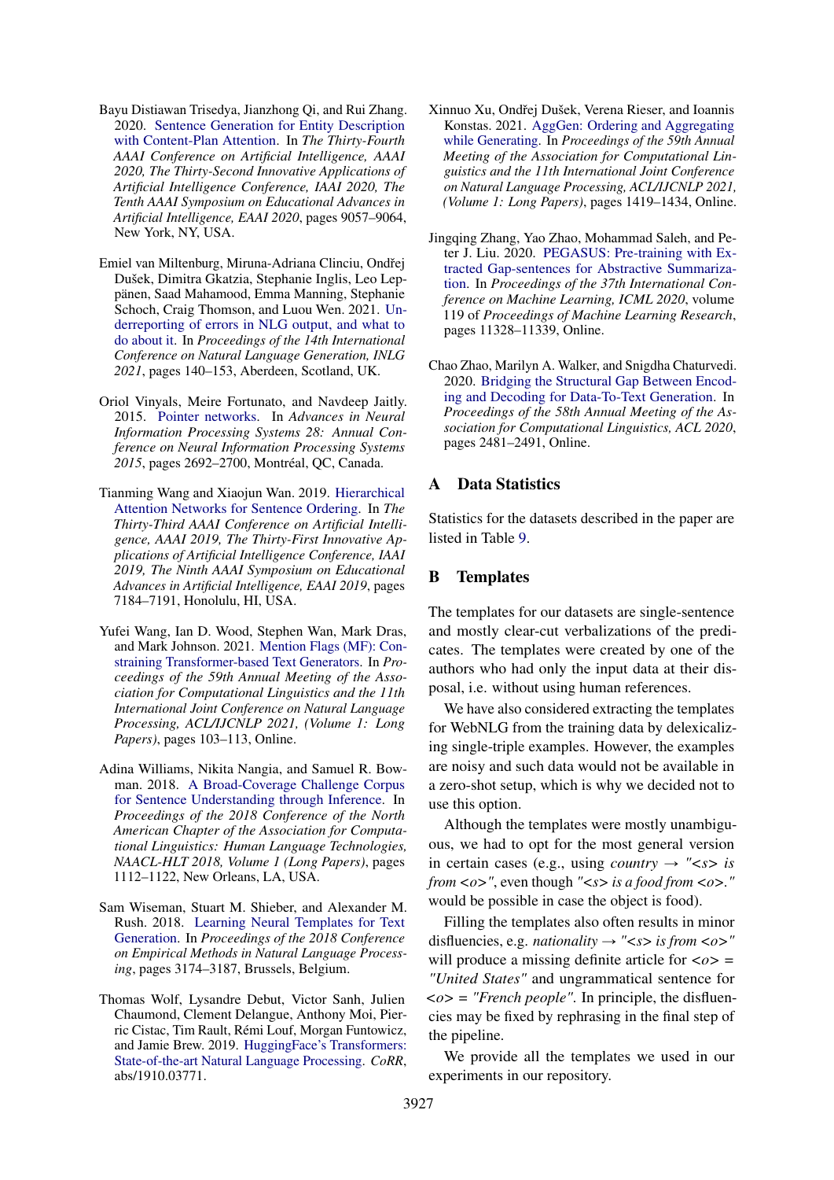Bayu Distiawan Trisedya, Jianzhong Qi, and Rui Zhang. 2020. Sentence Generation for Entity Description with Content-Plan Attention. In *The Thirty-Fourth AAAI Conference on Artificial Intelligence, AAAI 2020, The Thirty-Second Innovative Applications of Artificial Intelligence Conference, IAAI 2020, The Tenth AAAI Symposium on Educational Advances in Artificial Intelligence, EAAI 2020*, pages 9057–9064, New York, NY, USA.

Emiel van Miltenburg, Miruna-Adriana Clinciu, Ondřej Dušek, Dimitra Gkatzia, Stephanie Inglis, Leo Leppänen, Saad Mahamood, Emma Manning, Stephanie Schoch, Craig Thomson, and Luou Wen. 2021. Underreporting of errors in NLG output, and what to do about it. In *Proceedings of the 14th International Conference on Natural Language Generation, INLG 2021*, pages 140–153, Aberdeen, Scotland, UK.

Oriol Vinyals, Meire Fortunato, and Navdeep Jaitly. 2015. Pointer networks. In *Advances in Neural Information Processing Systems 28: Annual Conference on Neural Information Processing Systems 2015*, pages 2692–2700, Montréal, QC, Canada.

Tianming Wang and Xiaojun Wan. 2019. Hierarchical Attention Networks for Sentence Ordering. In *The Thirty-Third AAAI Conference on Artificial Intelligence, AAAI 2019, The Thirty-First Innovative Applications of Artificial Intelligence Conference, IAAI 2019, The Ninth AAAI Symposium on Educational Advances in Artificial Intelligence, EAAI 2019*, pages 7184–7191, Honolulu, HI, USA.

Yufei Wang, Ian D. Wood, Stephen Wan, Mark Dras, and Mark Johnson. 2021. Mention Flags (MF): Constraining Transformer-based Text Generators. In *Proceedings of the 59th Annual Meeting of the Association for Computational Linguistics and the 11th International Joint Conference on Natural Language Processing, ACL/IJCNLP 2021, (Volume 1: Long Papers)*, pages 103–113, Online.

Adina Williams, Nikita Nangia, and Samuel R. Bowman. 2018. A Broad-Coverage Challenge Corpus for Sentence Understanding through Inference. In *Proceedings of the 2018 Conference of the North American Chapter of the Association for Computational Linguistics: Human Language Technologies, NAACL-HLT 2018, Volume 1 (Long Papers)*, pages 1112–1122, New Orleans, LA, USA.

Sam Wiseman, Stuart M. Shieber, and Alexander M. Rush. 2018. Learning Neural Templates for Text Generation. In *Proceedings of the 2018 Conference on Empirical Methods in Natural Language Processing*, pages 3174–3187, Brussels, Belgium.

Thomas Wolf, Lysandre Debut, Victor Sanh, Julien Chaumond, Clement Delangue, Anthony Moi, Pierric Cistac, Tim Rault, Rémi Louf, Morgan Funtowicz, and Jamie Brew. 2019. HuggingFace's Transformers: State-of-the-art Natural Language Processing. *CoRR*, abs/1910.03771.

Xinnuo Xu, Ondřej Dušek, Verena Rieser, and Ioannis Konstas. 2021. AggGen: Ordering and Aggregating while Generating. In *Proceedings of the 59th Annual Meeting of the Association for Computational Linguistics and the 11th International Joint Conference on Natural Language Processing, ACL/IJCNLP 2021, (Volume 1: Long Papers)*, pages 1419–1434, Online.

Jingqing Zhang, Yao Zhao, Mohammad Saleh, and Peter J. Liu. 2020. PEGASUS: Pre-training with Extracted Gap-sentences for Abstractive Summarization. In *Proceedings of the 37th International Conference on Machine Learning, ICML 2020*, volume 119 of *Proceedings of Machine Learning Research*, pages 11328–11339, Online.

Chao Zhao, Marilyn A. Walker, and Snigdha Chaturvedi. 2020. Bridging the Structural Gap Between Encoding and Decoding for Data-To-Text Generation. In *Proceedings of the 58th Annual Meeting of the Association for Computational Linguistics, ACL 2020*, pages 2481–2491, Online.

## A Data Statistics

Statistics for the datasets described in the paper are listed in Table 9.

## B Templates

The templates for our datasets are single-sentence and mostly clear-cut verbalizations of the predicates. The templates were created by one of the authors who had only the input data at their disposal, i.e. without using human references.

We have also considered extracting the templates for WebNLG from the training data by delexicalizing single-triple examples. However, the examples are noisy and such data would not be available in a zero-shot setup, which is why we decided not to use this option.

Although the templates were mostly unambiguous, we had to opt for the most general version in certain cases (e.g., using *country* → *"<s> is from <o>"*, even though *"<s> is a food from <o>."* would be possible in case the object is food).

Filling the templates also often results in minor disfluencies, e.g. *nationality* → *"<s> is from <o>"* will produce a missing definite article for *<o>* = *"United States"* and ungrammatical sentence for *<o>* = *"French people"*. In principle, the disfluencies may be fixed by rephrasing in the final step of the pipeline.

We provide all the templates we used in our experiments in our repository.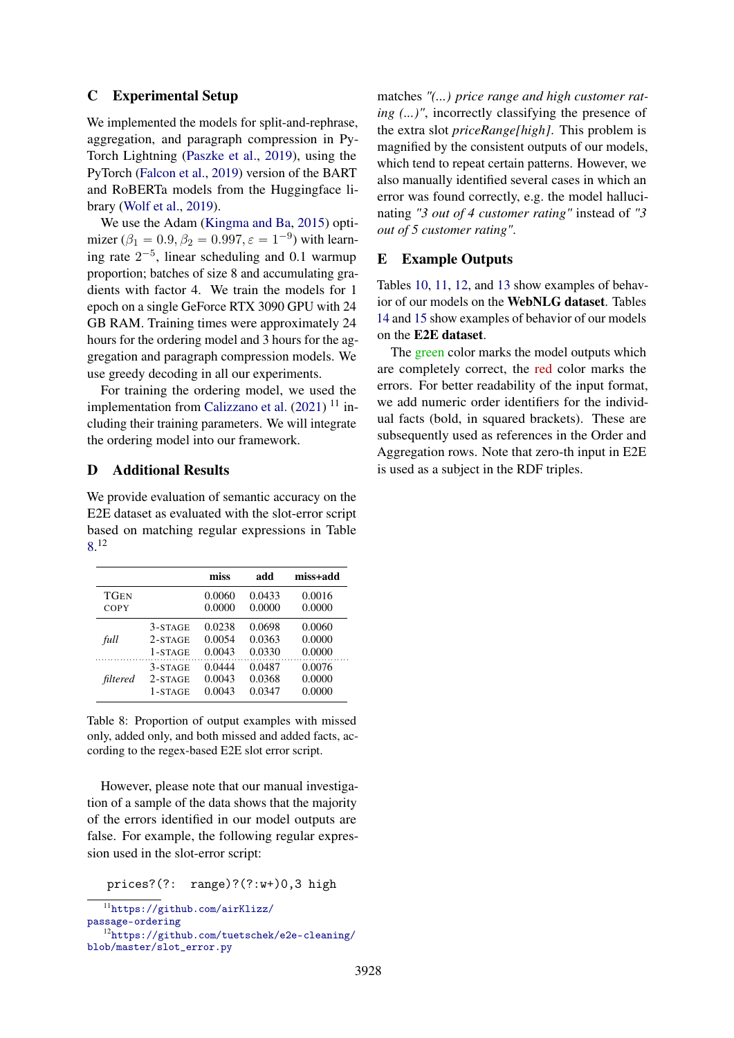## C Experimental Setup

We implemented the models for split-and-rephrase, aggregation, and paragraph compression in PyTorch Lightning (Paszke et al., 2019), using the PyTorch (Falcon et al., 2019) version of the BART and RoBERTa models from the Huggingface library (Wolf et al., 2019).

We use the Adam (Kingma and Ba, 2015) optimizer ($\beta_1 = 0.9, \beta_2 = 0.997, \varepsilon = 1^{-9}$) with learning rate $2^{-5}$, linear scheduling and 0.1 warmup proportion; batches of size 8 and accumulating gradients with factor 4. We train the models for 1 epoch on a single GeForce RTX 3090 GPU with 24 GB RAM. Training times were approximately 24 hours for the ordering model and 3 hours for the aggregation and paragraph compression models. We use greedy decoding in all our experiments.

For training the ordering model, we used the implementation from Calizzano et al. (2021) [11] including their training parameters. We will integrate the ordering model into our framework.

## D Additional Results

We provide evaluation of semantic accuracy on the E2E dataset as evaluated with the slot-error script based on matching regular expressions in Table 8.[12]

| | | miss | add | miss+add |
|---|---|---|---|---|
| TGEN | | 0.0060 | 0.0433 | 0.0016 |
| COPY | | 0.0000 | 0.0000 | 0.0000 |
| *full* | 3-STAGE | 0.0238 | 0.0698 | 0.0060 |
| | 2-STAGE | 0.0054 | 0.0363 | 0.0000 |
| | 1-STAGE | 0.0043 | 0.0330 | 0.0000 |
| *filtered* | 3-STAGE | 0.0444 | 0.0487 | 0.0076 |
| | 2-STAGE | 0.0043 | 0.0368 | 0.0000 |
| | 1-STAGE | 0.0043 | 0.0347 | 0.0000 |

Table 8: Proportion of output examples with missed only, added only, and both missed and added facts, according to the regex-based E2E slot error script.

However, please note that our manual investigation of a sample of the data shows that the majority of the errors identified in our model outputs are false. For example, the following regular expression used in the slot-error script:

```
prices?(?:  range)?(?:w+)0,3 high
```

matches *"(...) price range and high customer rating (...)"*, incorrectly classifying the presence of the extra slot *priceRange[high]*. This problem is magnified by the consistent outputs of our models, which tend to repeat certain patterns. However, we also manually identified several cases in which an error was found correctly, e.g. the model hallucinating *"3 out of 4 customer rating"* instead of *"3 out of 5 customer rating"*.

## E Example Outputs

Tables 10, 11, 12, and 13 show examples of behavior of our models on the **WebNLG dataset**. Tables 14 and 15 show examples of behavior of our models on the **E2E dataset**.

The green color marks the model outputs which are completely correct, the red color marks the errors. For better readability of the input format, we add numeric order identifiers for the individual facts (bold, in squared brackets). These are subsequently used as references in the Order and Aggregation rows. Note that zero-th input in E2E is used as a subject in the RDF triples.

[11] https://github.com/airKlizz/passage-ordering

[12] https://github.com/tuetschek/e2e-cleaning/blob/master/slot_error.py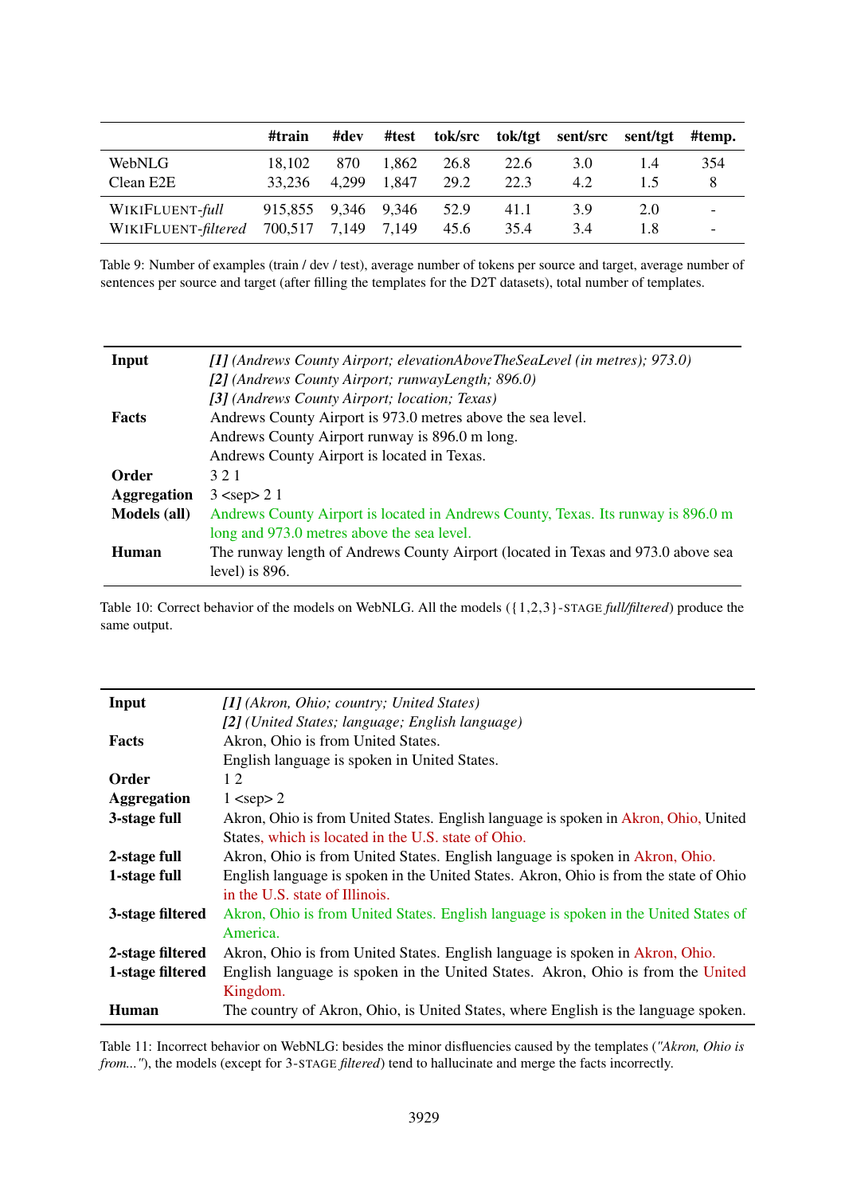| | #train | #dev | #test | tok/src | tok/tgt | sent/src | sent/tgt | #temp. |
|---|---|---|---|---|---|---|---|---|
| WebNLG | 18,102 | 870 | 1,862 | 26.8 | 22.6 | 3.0 | 1.4 | 354 |
| Clean E2E | 33,236 | 4,299 | 1,847 | 29.2 | 22.3 | 4.2 | 1.5 | 8 |
| WIKIFLUENT-*full* | 915,855 | 9,346 | 9,346 | 52.9 | 41.1 | 3.9 | 2.0 | - |
| WIKIFLUENT-*filtered* | 700,517 | 7,149 | 7,149 | 45.6 | 35.4 | 3.4 | 1.8 | - |

Table 9: Number of examples (train / dev / test), average number of tokens per source and target, average number of sentences per source and target (after filling the templates for the D2T datasets), total number of templates.

| | |
|---|---|
| **Input** | *[1] (Andrews County Airport; elevationAboveTheSeaLevel (in metres); 973.0)* <br> *[2] (Andrews County Airport; runwayLength; 896.0)* <br> *[3] (Andrews County Airport; location; Texas)* |
| **Facts** | Andrews County Airport is 973.0 metres above the sea level. <br> Andrews County Airport runway is 896.0 m long. <br> Andrews County Airport is located in Texas. |
| **Order** | 3 2 1 |
| **Aggregation** | 3 <sep> 2 1 |
| **Models (all)** | Andrews County Airport is located in Andrews County, Texas. Its runway is 896.0 m long and 973.0 metres above the sea level. |
| **Human** | The runway length of Andrews County Airport (located in Texas and 973.0 above sea level) is 896. |

Table 10: Correct behavior of the models on WebNLG. All the models ({1,2,3}-STAGE *full/filtered*) produce the same output.

| | |
|---|---|
| **Input** | *[1] (Akron, Ohio; country; United States)* <br> *[2] (United States; language; English language)* |
| **Facts** | Akron, Ohio is from United States. <br> English language is spoken in United States. |
| **Order** | 1 2 |
| **Aggregation** | 1 <sep> 2 |
| **3-stage full** | Akron, Ohio is from United States. English language is spoken in Akron, Ohio, United States, which is located in the U.S. state of Ohio. |
| **2-stage full** | Akron, Ohio is from United States. English language is spoken in Akron, Ohio. |
| **1-stage full** | English language is spoken in the United States. Akron, Ohio is from the state of Ohio in the U.S. state of Illinois. |
| **3-stage filtered** | Akron, Ohio is from United States. English language is spoken in the United States of America. |
| **2-stage filtered** | Akron, Ohio is from United States. English language is spoken in Akron, Ohio. |
| **1-stage filtered** | English language is spoken in the United States. Akron, Ohio is from the United Kingdom. |
| **Human** | The country of Akron, Ohio, is United States, where English is the language spoken. |

Table 11: Incorrect behavior on WebNLG: besides the minor disfluencies caused by the templates (*"Akron, Ohio is from..."*), the models (except for 3-STAGE *filtered*) tend to hallucinate and merge the facts incorrectly.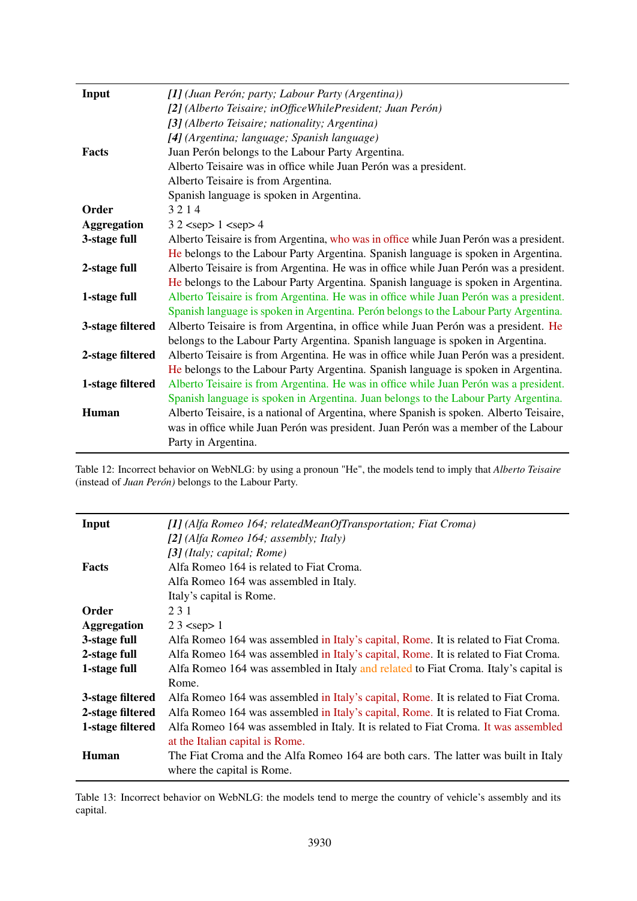| | |
|---|---|
| **Input** | *[1] (Juan Perón; party; Labour Party (Argentina))* |
| | *[2] (Alberto Teisaire; inOfficeWhilePresident; Juan Perón)* |
| | *[3] (Alberto Teisaire; nationality; Argentina)* |
| | *[4] (Argentina; language; Spanish language)* |
| **Facts** | Juan Perón belongs to the Labour Party Argentina. |
| | Alberto Teisaire was in office while Juan Perón was a president. |
| | Alberto Teisaire is from Argentina. |
| | Spanish language is spoken in Argentina. |
| **Order** | 3 2 1 4 |
| **Aggregation** | 3 2 <sep> 1 <sep> 4 |
| **3-stage full** | Alberto Teisaire is from Argentina, who was in office while Juan Perón was a president. He belongs to the Labour Party Argentina. Spanish language is spoken in Argentina. |
| **2-stage full** | Alberto Teisaire is from Argentina. He was in office while Juan Perón was a president. He belongs to the Labour Party Argentina. Spanish language is spoken in Argentina. |
| **1-stage full** | Alberto Teisaire is from Argentina. He was in office while Juan Perón was a president. Spanish language is spoken in Argentina. Perón belongs to the Labour Party Argentina. |
| **3-stage filtered** | Alberto Teisaire is from Argentina, in office while Juan Perón was a president. He belongs to the Labour Party Argentina. Spanish language is spoken in Argentina. |
| **2-stage filtered** | Alberto Teisaire is from Argentina. He was in office while Juan Perón was a president. He belongs to the Labour Party Argentina. Spanish language is spoken in Argentina. |
| **1-stage filtered** | Alberto Teisaire is from Argentina. He was in office while Juan Perón was a president. Spanish language is spoken in Argentina. Juan belongs to the Labour Party Argentina. |
| **Human** | Alberto Teisaire, is a national of Argentina, where Spanish is spoken. Alberto Teisaire, was in office while Juan Perón was president. Juan Perón was a member of the Labour Party in Argentina. |

Table 12: Incorrect behavior on WebNLG: by using a pronoun "He", the models tend to imply that *Alberto Teisaire* (instead of *Juan Perón)* belongs to the Labour Party.

| | |
|---|---|
| **Input** | *[1] (Alfa Romeo 164; relatedMeanOfTransportation; Fiat Croma)* |
| | *[2] (Alfa Romeo 164; assembly; Italy)* |
| | *[3] (Italy; capital; Rome)* |
| **Facts** | Alfa Romeo 164 is related to Fiat Croma. |
| | Alfa Romeo 164 was assembled in Italy. |
| | Italy's capital is Rome. |
| **Order** | 2 3 1 |
| **Aggregation** | 2 3 <sep> 1 |
| **3-stage full** | Alfa Romeo 164 was assembled in Italy's capital, Rome. It is related to Fiat Croma. |
| **2-stage full** | Alfa Romeo 164 was assembled in Italy's capital, Rome. It is related to Fiat Croma. |
| **1-stage full** | Alfa Romeo 164 was assembled in Italy and related to Fiat Croma. Italy's capital is Rome. |
| **3-stage filtered** | Alfa Romeo 164 was assembled in Italy's capital, Rome. It is related to Fiat Croma. |
| **2-stage filtered** | Alfa Romeo 164 was assembled in Italy's capital, Rome. It is related to Fiat Croma. |
| **1-stage filtered** | Alfa Romeo 164 was assembled in Italy. It is related to Fiat Croma. It was assembled at the Italian capital is Rome. |
| **Human** | The Fiat Croma and the Alfa Romeo 164 are both cars. The latter was built in Italy where the capital is Rome. |

Table 13: Incorrect behavior on WebNLG: the models tend to merge the country of vehicle's assembly and its capital.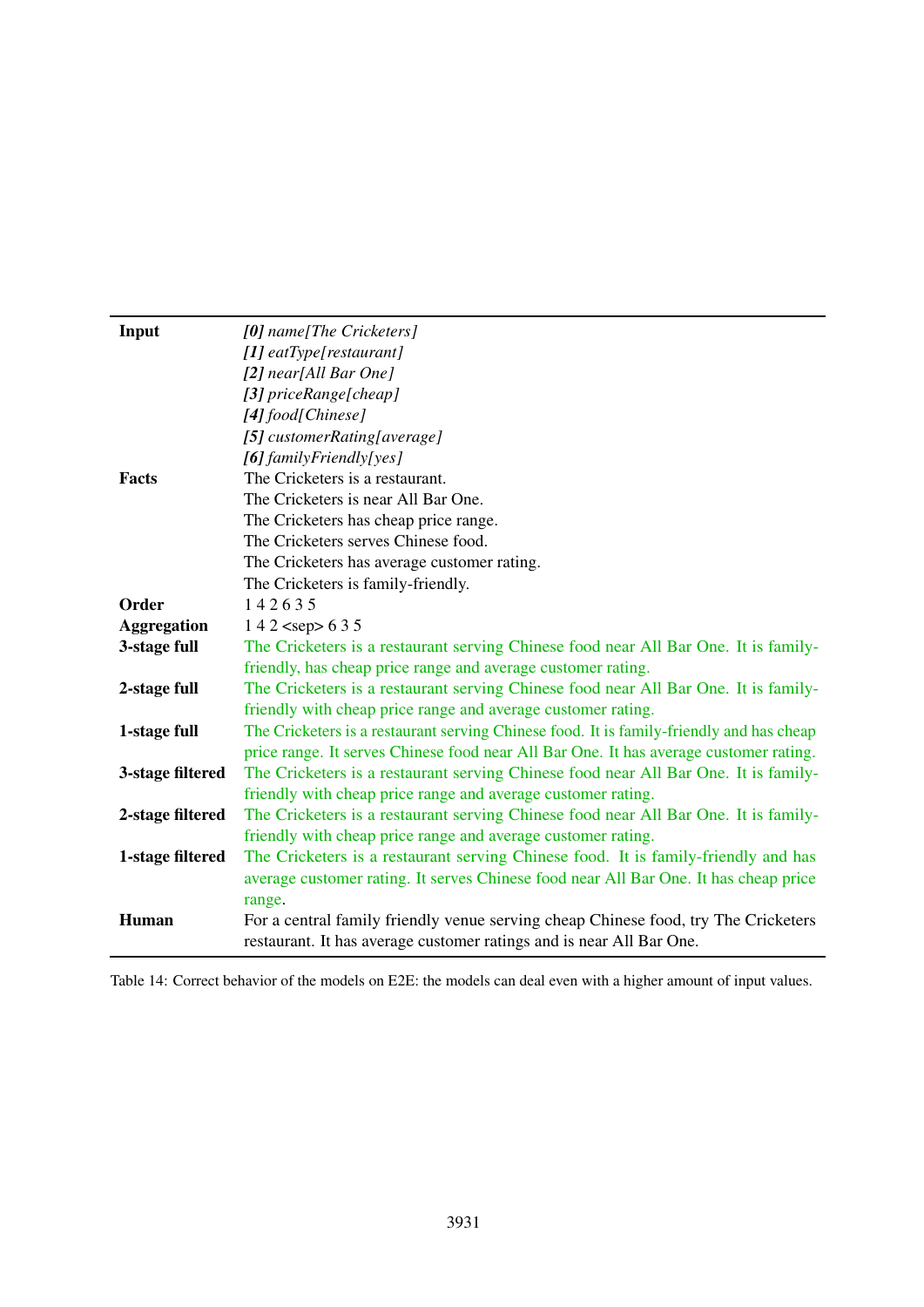| | |
|---|---|
| **Input** | ***[0]*** *name[The Cricketers]*<br>***[1]*** *eatType[restaurant]*<br>***[2]*** *near[All Bar One]*<br>***[3]*** *priceRange[cheap]*<br>***[4]*** *food[Chinese]*<br>***[5]*** *customerRating[average]*<br>***[6]*** *familyFriendly[yes]* |
| **Facts** | The Cricketers is a restaurant.<br>The Cricketers is near All Bar One.<br>The Cricketers has cheap price range.<br>The Cricketers serves Chinese food.<br>The Cricketers has average customer rating.<br>The Cricketers is family-friendly. |
| **Order** | 1 4 2 6 3 5 |
| **Aggregation** | 1 4 2 <sep> 6 3 5 |
| **3-stage full** | The Cricketers is a restaurant serving Chinese food near All Bar One. It is family-friendly, has cheap price range and average customer rating. |
| **2-stage full** | The Cricketers is a restaurant serving Chinese food near All Bar One. It is family-friendly with cheap price range and average customer rating. |
| **1-stage full** | The Cricketers is a restaurant serving Chinese food. It is family-friendly and has cheap price range. It serves Chinese food near All Bar One. It has average customer rating. |
| **3-stage filtered** | The Cricketers is a restaurant serving Chinese food near All Bar One. It is family-friendly with cheap price range and average customer rating. |
| **2-stage filtered** | The Cricketers is a restaurant serving Chinese food near All Bar One. It is family-friendly with cheap price range and average customer rating. |
| **1-stage filtered** | The Cricketers is a restaurant serving Chinese food. It is family-friendly and has average customer rating. It serves Chinese food near All Bar One. It has cheap price range. |
| **Human** | For a central family friendly venue serving cheap Chinese food, try The Cricketers restaurant. It has average customer ratings and is near All Bar One. |

Table 14: Correct behavior of the models on E2E: the models can deal even with a higher amount of input values.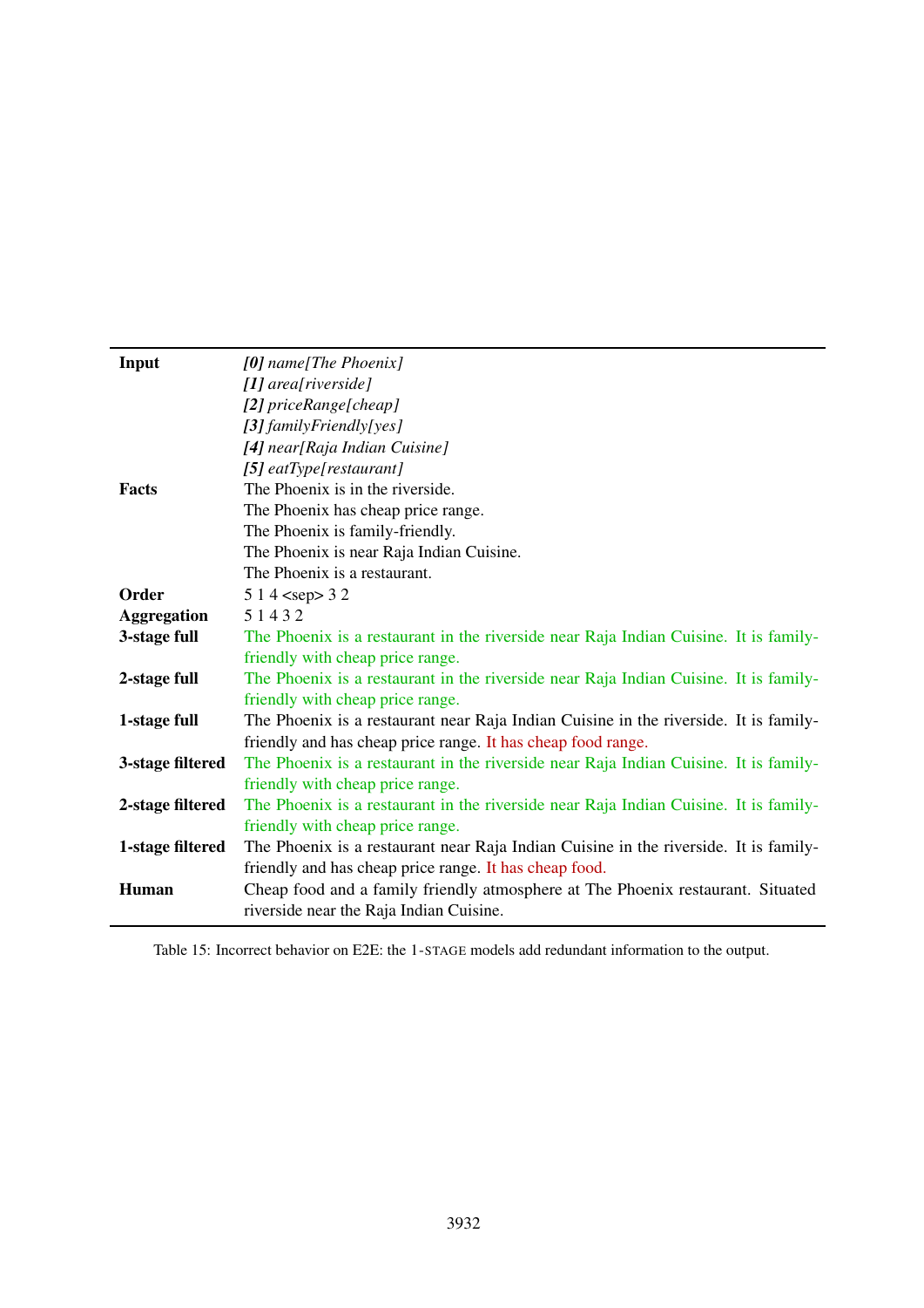| | |
|---|---|
| **Input** | ***[0]*** *name[The Phoenix]*<br>***[1]*** *area[riverside]*<br>***[2]*** *priceRange[cheap]*<br>***[3]*** *familyFriendly[yes]*<br>***[4]*** *near[Raja Indian Cuisine]*<br>***[5]*** *eatType[restaurant]* |
| **Facts** | The Phoenix is in the riverside.<br>The Phoenix has cheap price range.<br>The Phoenix is family-friendly.<br>The Phoenix is near Raja Indian Cuisine.<br>The Phoenix is a restaurant. |
| **Order** | 5 1 4 <sep> 3 2 |
| **Aggregation** | 5 1 4 3 2 |
| **3-stage full** | The Phoenix is a restaurant in the riverside near Raja Indian Cuisine. It is family-friendly with cheap price range. |
| **2-stage full** | The Phoenix is a restaurant in the riverside near Raja Indian Cuisine. It is family-friendly with cheap price range. |
| **1-stage full** | The Phoenix is a restaurant near Raja Indian Cuisine in the riverside. It is family-friendly and has cheap price range. It has cheap food range. |
| **3-stage filtered** | The Phoenix is a restaurant in the riverside near Raja Indian Cuisine. It is family-friendly with cheap price range. |
| **2-stage filtered** | The Phoenix is a restaurant in the riverside near Raja Indian Cuisine. It is family-friendly with cheap price range. |
| **1-stage filtered** | The Phoenix is a restaurant near Raja Indian Cuisine in the riverside. It is family-friendly and has cheap price range. It has cheap food. |
| **Human** | Cheap food and a family friendly atmosphere at The Phoenix restaurant. Situated riverside near the Raja Indian Cuisine. |

Table 15: Incorrect behavior on E2E: the 1-STAGE models add redundant information to the output.